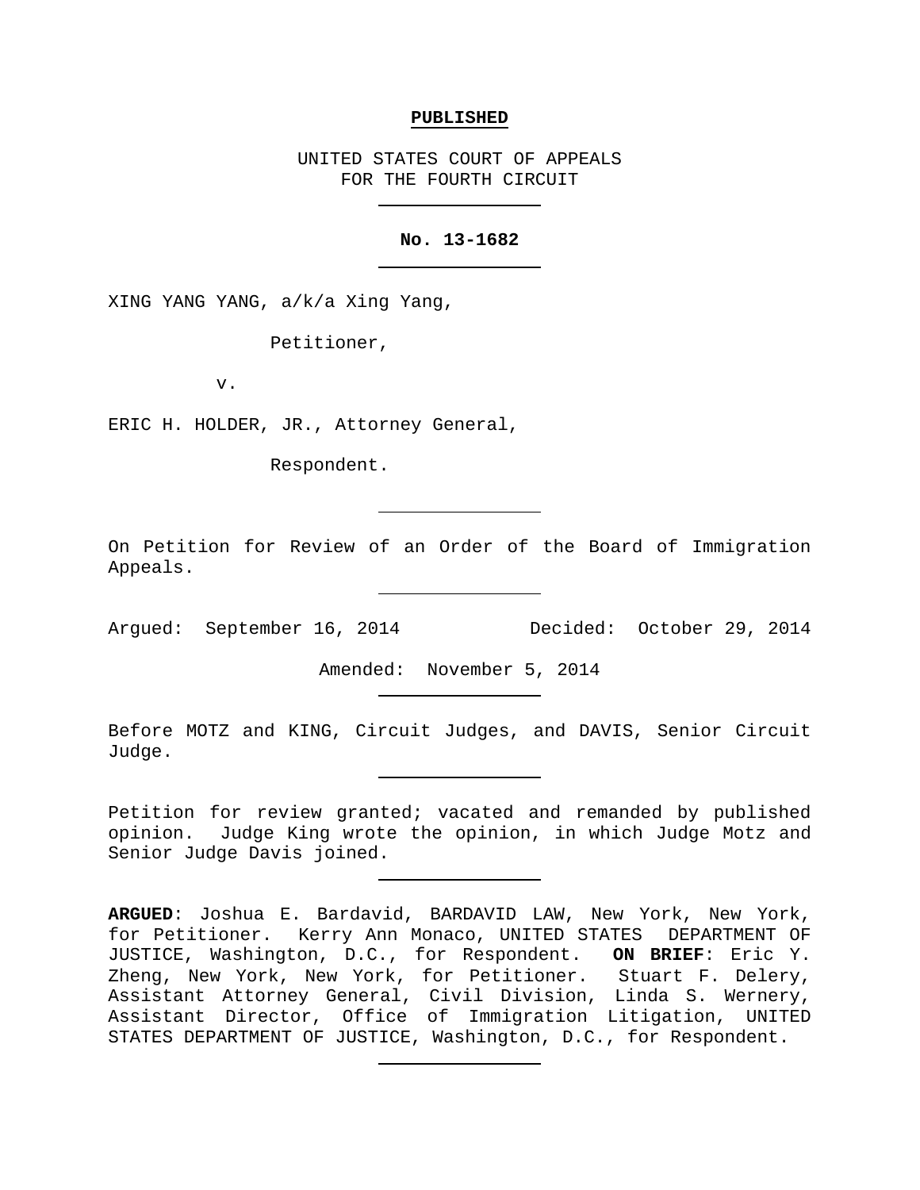**PUBLISHED**

UNITED STATES COURT OF APPEALS
FOR THE FOURTH CIRCUIT

**No. 13-1682**

XING YANG YANG, a/k/a Xing Yang,

Petitioner,

v.

ERIC H. HOLDER, JR., Attorney General,

Respondent.

On Petition for Review of an Order of the Board of Immigration Appeals.

Argued: September 16, 2014 Decided: October 29, 2014

Amended: November 5, 2014

Before MOTZ and KING, Circuit Judges, and DAVIS, Senior Circuit Judge.

Petition for review granted; vacated and remanded by published opinion. Judge King wrote the opinion, in which Judge Motz and Senior Judge Davis joined.

**ARGUED**: Joshua E. Bardavid, BARDAVID LAW, New York, New York, for Petitioner. Kerry Ann Monaco, UNITED STATES DEPARTMENT OF JUSTICE, Washington, D.C., for Respondent. **ON BRIEF**: Eric Y. Zheng, New York, New York, for Petitioner. Stuart F. Delery, Assistant Attorney General, Civil Division, Linda S. Wernery, Assistant Director, Office of Immigration Litigation, UNITED STATES DEPARTMENT OF JUSTICE, Washington, D.C., for Respondent.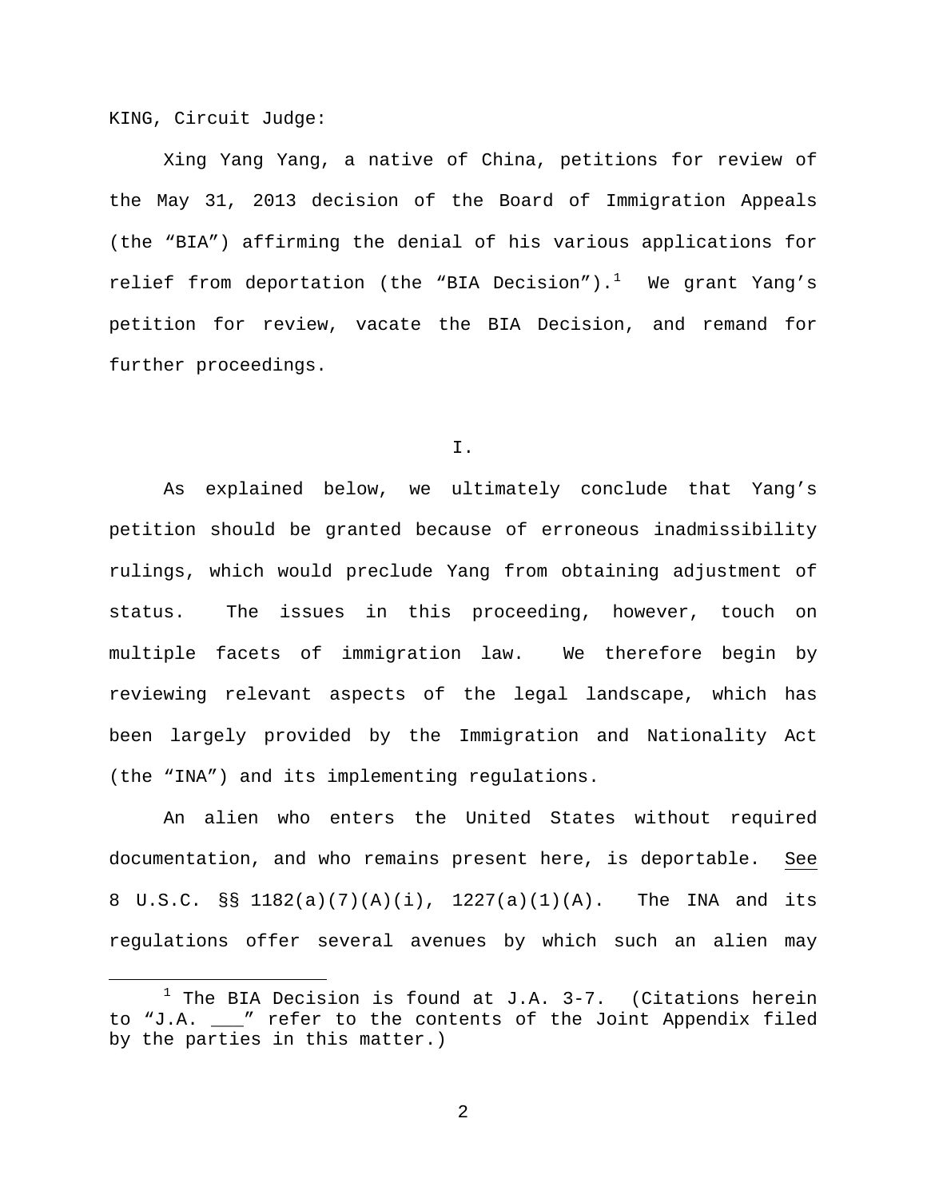KING, Circuit Judge:

Xing Yang Yang, a native of China, petitions for review of the May 31, 2013 decision of the Board of Immigration Appeals (the "BIA") affirming the denial of his various applications for relief from deportation (the "BIA Decision").[1] We grant Yang's petition for review, vacate the BIA Decision, and remand for further proceedings.

## I.

As explained below, we ultimately conclude that Yang's petition should be granted because of erroneous inadmissibility rulings, which would preclude Yang from obtaining adjustment of status. The issues in this proceeding, however, touch on multiple facets of immigration law. We therefore begin by reviewing relevant aspects of the legal landscape, which has been largely provided by the Immigration and Nationality Act (the "INA") and its implementing regulations.

An alien who enters the United States without required documentation, and who remains present here, is deportable. See 8 U.S.C. §§ 1182(a)(7)(A)(i), 1227(a)(1)(A). The INA and its regulations offer several avenues by which such an alien may

---

[1] The BIA Decision is found at J.A. 3-7. (Citations herein to "J.A. ___" refer to the contents of the Joint Appendix filed by the parties in this matter.)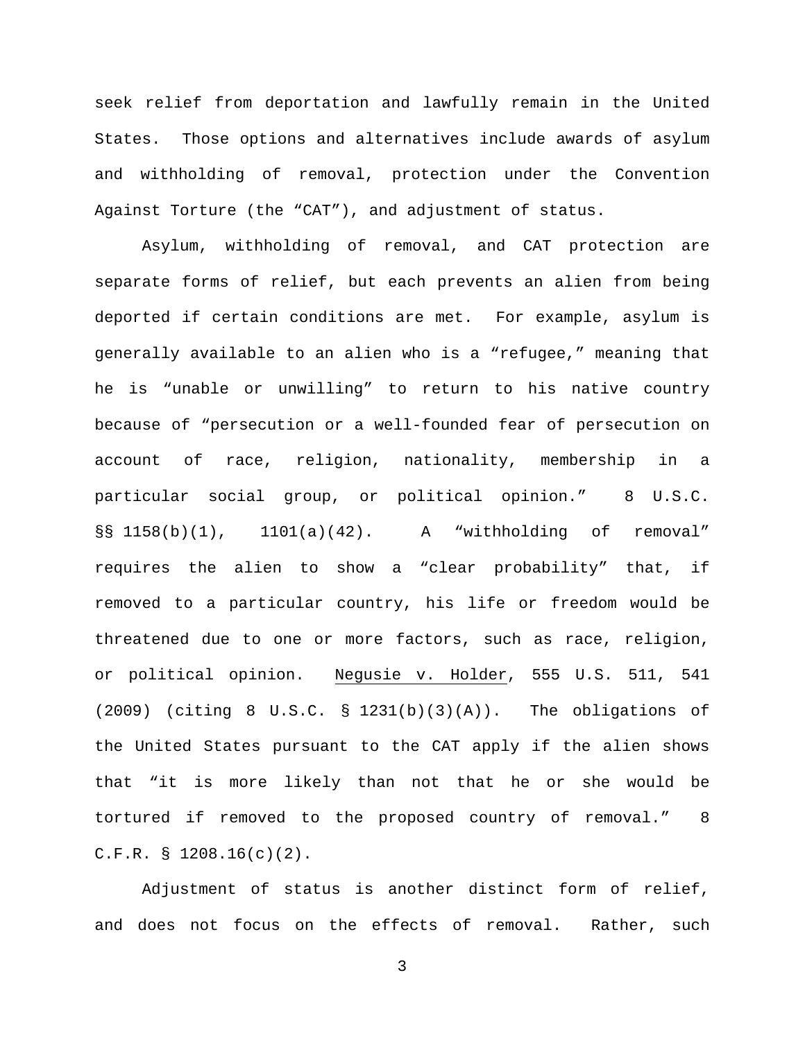seek relief from deportation and lawfully remain in the United States. Those options and alternatives include awards of asylum and withholding of removal, protection under the Convention Against Torture (the "CAT"), and adjustment of status.

Asylum, withholding of removal, and CAT protection are separate forms of relief, but each prevents an alien from being deported if certain conditions are met. For example, asylum is generally available to an alien who is a "refugee," meaning that he is "unable or unwilling" to return to his native country because of "persecution or a well-founded fear of persecution on account of race, religion, nationality, membership in a particular social group, or political opinion." 8 U.S.C. §§ 1158(b)(1), 1101(a)(42). A "withholding of removal" requires the alien to show a "clear probability" that, if removed to a particular country, his life or freedom would be threatened due to one or more factors, such as race, religion, or political opinion. Negusie v. Holder, 555 U.S. 511, 541 (2009) (citing 8 U.S.C. § 1231(b)(3)(A)). The obligations of the United States pursuant to the CAT apply if the alien shows that "it is more likely than not that he or she would be tortured if removed to the proposed country of removal." 8 C.F.R. § 1208.16(c)(2).

Adjustment of status is another distinct form of relief, and does not focus on the effects of removal. Rather, such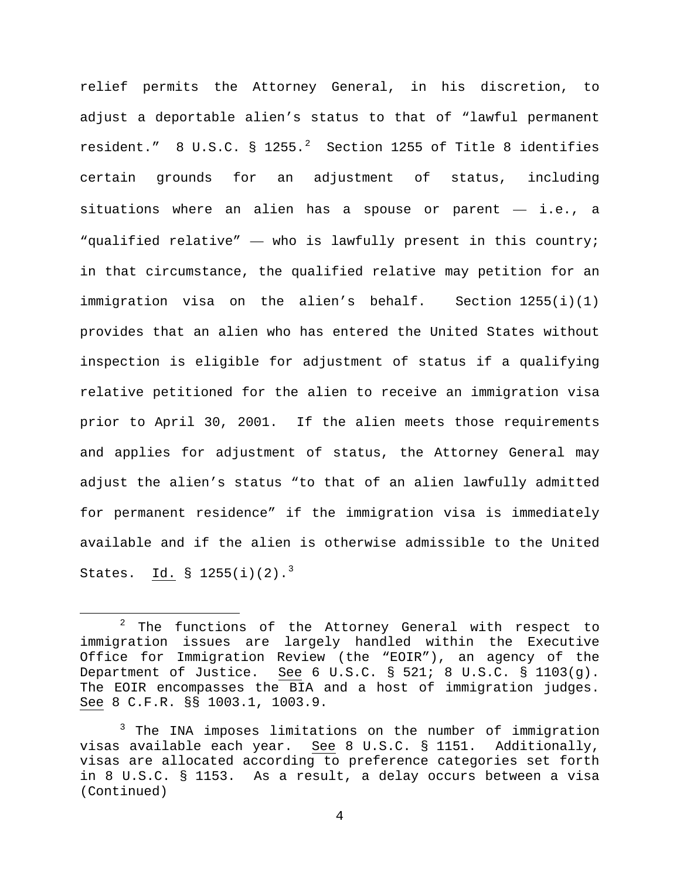relief permits the Attorney General, in his discretion, to adjust a deportable alien's status to that of "lawful permanent resident." 8 U.S.C. § 1255.[2] Section 1255 of Title 8 identifies certain grounds for an adjustment of status, including situations where an alien has a spouse or parent — i.e., a "qualified relative" — who is lawfully present in this country; in that circumstance, the qualified relative may petition for an immigration visa on the alien's behalf. Section 1255(i)(1) provides that an alien who has entered the United States without inspection is eligible for adjustment of status if a qualifying relative petitioned for the alien to receive an immigration visa prior to April 30, 2001. If the alien meets those requirements and applies for adjustment of status, the Attorney General may adjust the alien's status "to that of an alien lawfully admitted for permanent residence" if the immigration visa is immediately available and if the alien is otherwise admissible to the United States. Id. § 1255(i)(2).[3]

[2] The functions of the Attorney General with respect to immigration issues are largely handled within the Executive Office for Immigration Review (the "EOIR"), an agency of the Department of Justice. See 6 U.S.C. § 521; 8 U.S.C. § 1103(g). The EOIR encompasses the BIA and a host of immigration judges. See 8 C.F.R. §§ 1003.1, 1003.9.

[3] The INA imposes limitations on the number of immigration visas available each year. See 8 U.S.C. § 1151. Additionally, visas are allocated according to preference categories set forth in 8 U.S.C. § 1153. As a result, a delay occurs between a visa (Continued)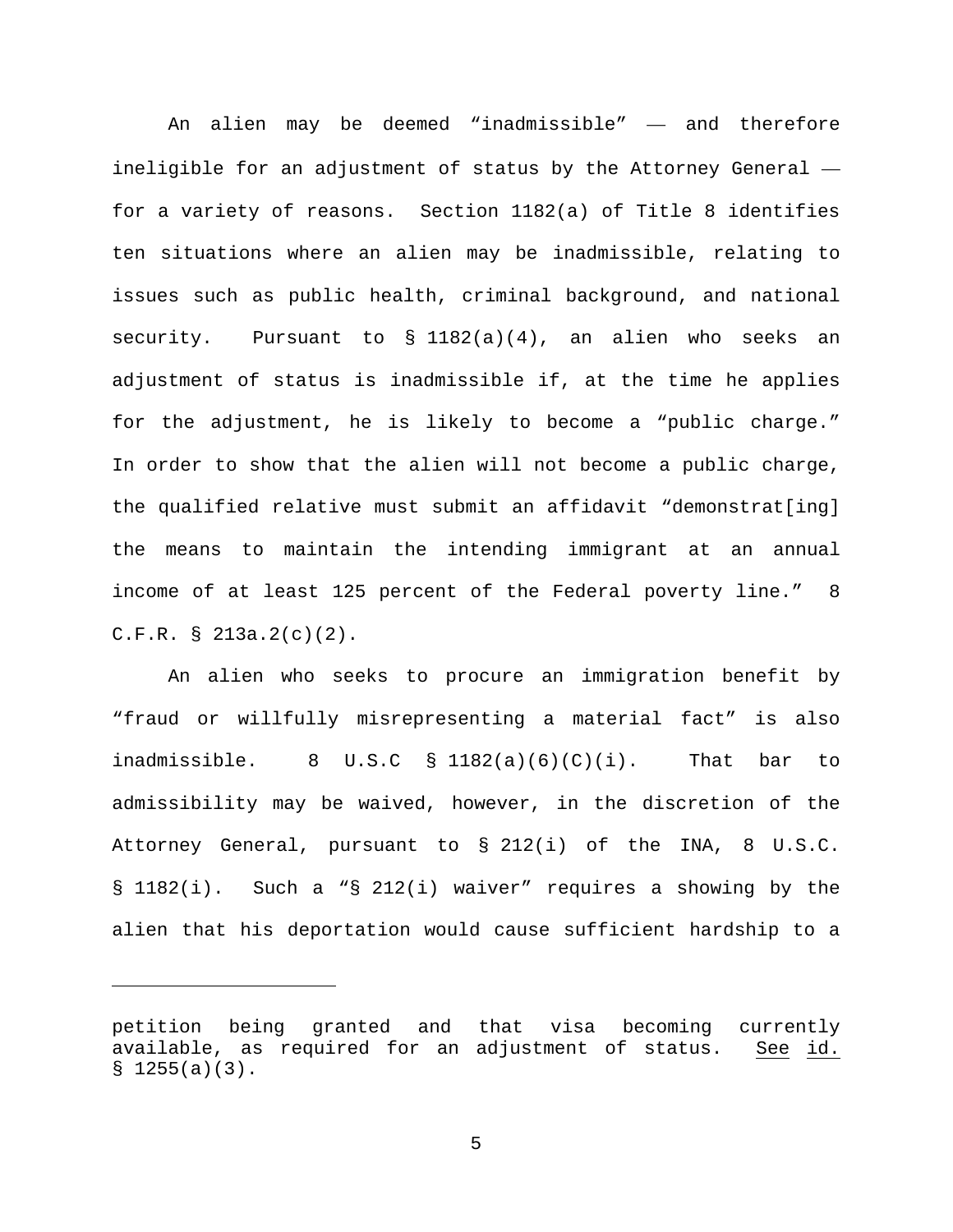An alien may be deemed "inadmissible" — and therefore ineligible for an adjustment of status by the Attorney General — for a variety of reasons. Section 1182(a) of Title 8 identifies ten situations where an alien may be inadmissible, relating to issues such as public health, criminal background, and national security. Pursuant to § 1182(a)(4), an alien who seeks an adjustment of status is inadmissible if, at the time he applies for the adjustment, he is likely to become a "public charge." In order to show that the alien will not become a public charge, the qualified relative must submit an affidavit "demonstrat[ing] the means to maintain the intending immigrant at an annual income of at least 125 percent of the Federal poverty line." 8 C.F.R. § 213a.2(c)(2).

An alien who seeks to procure an immigration benefit by "fraud or willfully misrepresenting a material fact" is also inadmissible. 8 U.S.C § 1182(a)(6)(C)(i). That bar to admissibility may be waived, however, in the discretion of the Attorney General, pursuant to § 212(i) of the INA, 8 U.S.C. § 1182(i). Such a "§ 212(i) waiver" requires a showing by the alien that his deportation would cause sufficient hardship to a

---

petition being granted and that visa becoming currently available, as required for an adjustment of status. See id. § 1255(a)(3).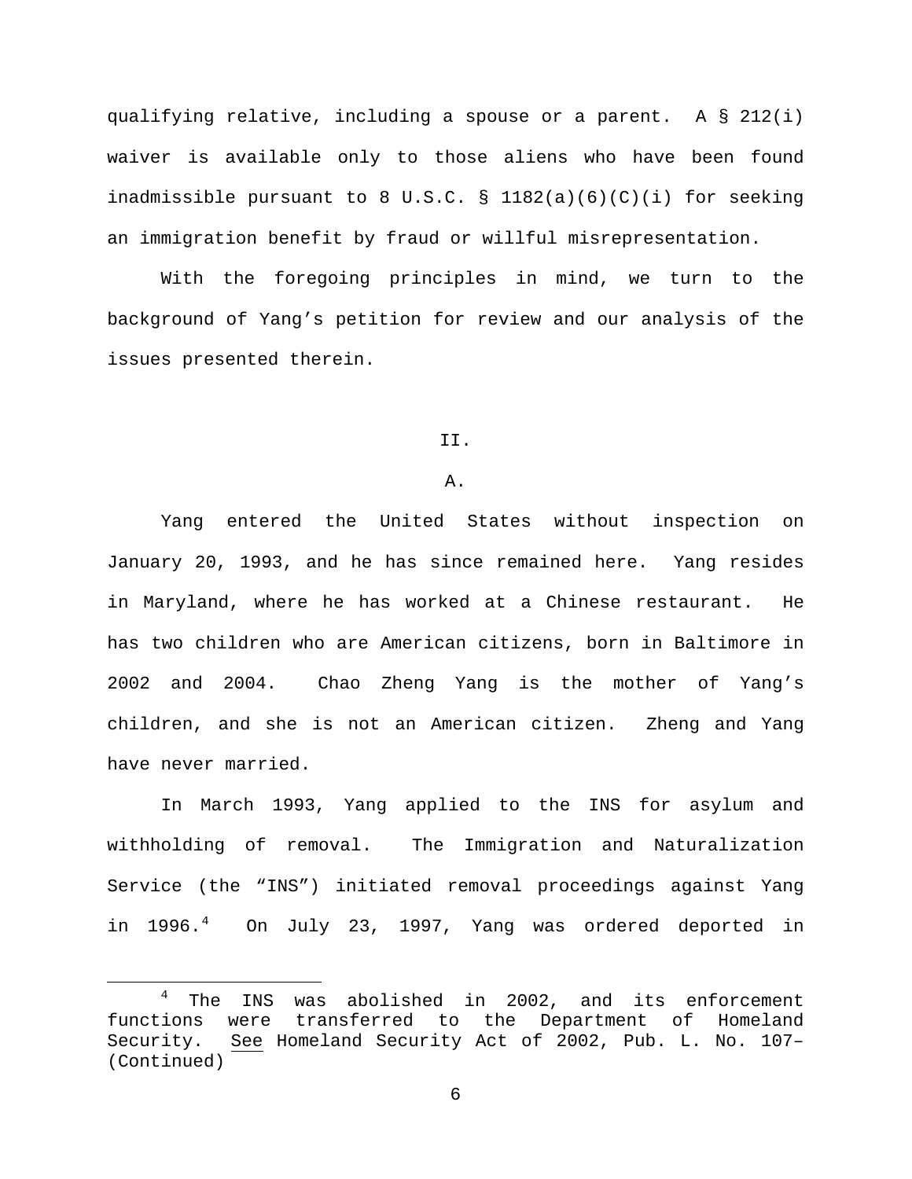qualifying relative, including a spouse or a parent. A § 212(i) waiver is available only to those aliens who have been found inadmissible pursuant to 8 U.S.C. § 1182(a)(6)(C)(i) for seeking an immigration benefit by fraud or willful misrepresentation.

With the foregoing principles in mind, we turn to the background of Yang's petition for review and our analysis of the issues presented therein.

## II.

### A.

Yang entered the United States without inspection on January 20, 1993, and he has since remained here. Yang resides in Maryland, where he has worked at a Chinese restaurant. He has two children who are American citizens, born in Baltimore in 2002 and 2004. Chao Zheng Yang is the mother of Yang's children, and she is not an American citizen. Zheng and Yang have never married.

In March 1993, Yang applied to the INS for asylum and withholding of removal. The Immigration and Naturalization Service (the "INS") initiated removal proceedings against Yang in 1996.[4] On July 23, 1997, Yang was ordered deported in

---

[4] The INS was abolished in 2002, and its enforcement functions were transferred to the Department of Homeland Security. See Homeland Security Act of 2002, Pub. L. No. 107–
(Continued)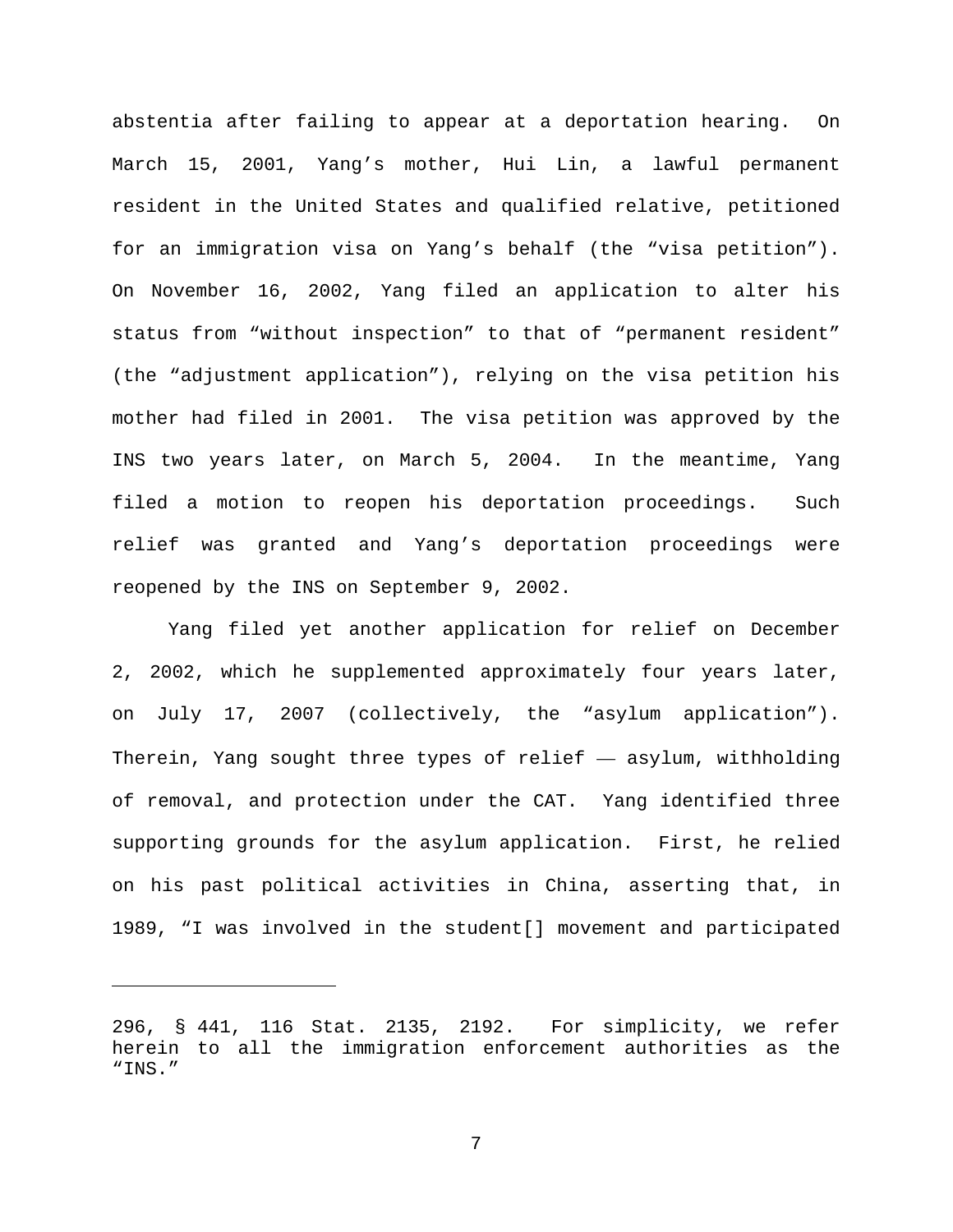abstentia after failing to appear at a deportation hearing. On March 15, 2001, Yang's mother, Hui Lin, a lawful permanent resident in the United States and qualified relative, petitioned for an immigration visa on Yang's behalf (the "visa petition"). On November 16, 2002, Yang filed an application to alter his status from "without inspection" to that of "permanent resident" (the "adjustment application"), relying on the visa petition his mother had filed in 2001. The visa petition was approved by the INS two years later, on March 5, 2004. In the meantime, Yang filed a motion to reopen his deportation proceedings. Such relief was granted and Yang's deportation proceedings were reopened by the INS on September 9, 2002.

Yang filed yet another application for relief on December 2, 2002, which he supplemented approximately four years later, on July 17, 2007 (collectively, the "asylum application"). Therein, Yang sought three types of relief — asylum, withholding of removal, and protection under the CAT. Yang identified three supporting grounds for the asylum application. First, he relied on his past political activities in China, asserting that, in 1989, "I was involved in the student[] movement and participated

---

296, § 441, 116 Stat. 2135, 2192. For simplicity, we refer herein to all the immigration enforcement authorities as the "INS."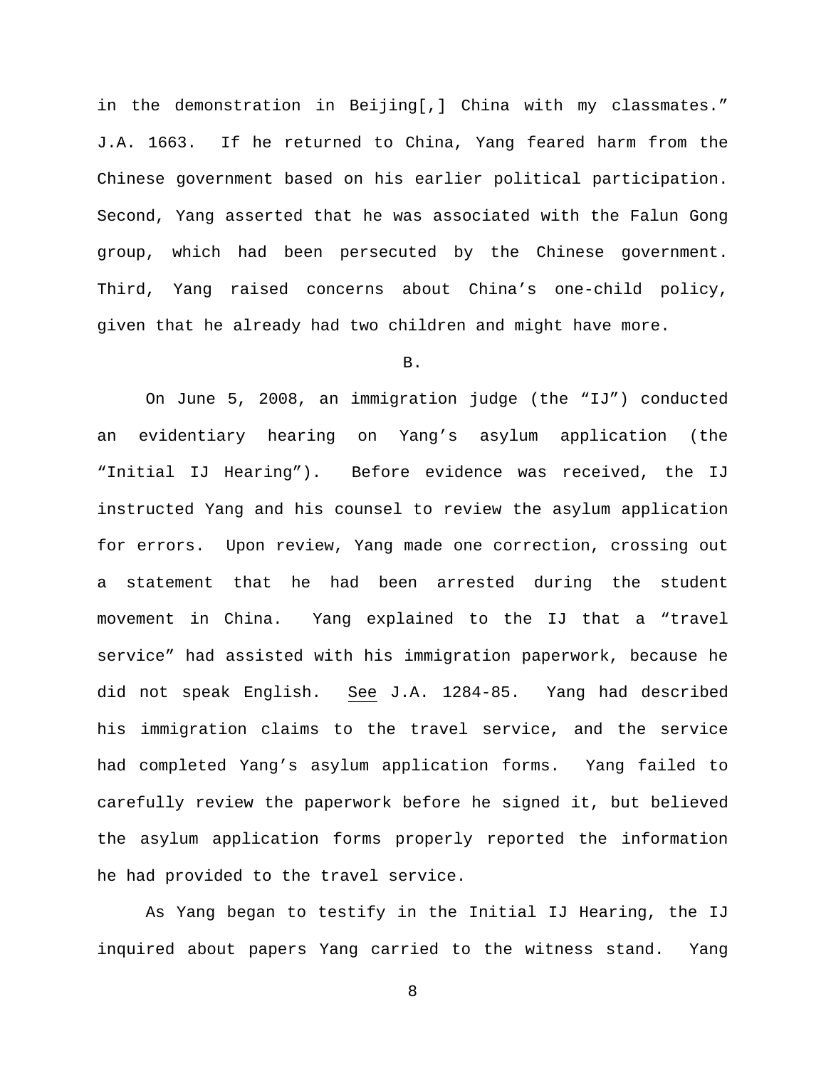in the demonstration in Beijing[,] China with my classmates." J.A. 1663. If he returned to China, Yang feared harm from the Chinese government based on his earlier political participation. Second, Yang asserted that he was associated with the Falun Gong group, which had been persecuted by the Chinese government. Third, Yang raised concerns about China's one-child policy, given that he already had two children and might have more.

B.

On June 5, 2008, an immigration judge (the "IJ") conducted an evidentiary hearing on Yang's asylum application (the "Initial IJ Hearing"). Before evidence was received, the IJ instructed Yang and his counsel to review the asylum application for errors. Upon review, Yang made one correction, crossing out a statement that he had been arrested during the student movement in China. Yang explained to the IJ that a "travel service" had assisted with his immigration paperwork, because he did not speak English. See J.A. 1284-85. Yang had described his immigration claims to the travel service, and the service had completed Yang's asylum application forms. Yang failed to carefully review the paperwork before he signed it, but believed the asylum application forms properly reported the information he had provided to the travel service.

As Yang began to testify in the Initial IJ Hearing, the IJ inquired about papers Yang carried to the witness stand. Yang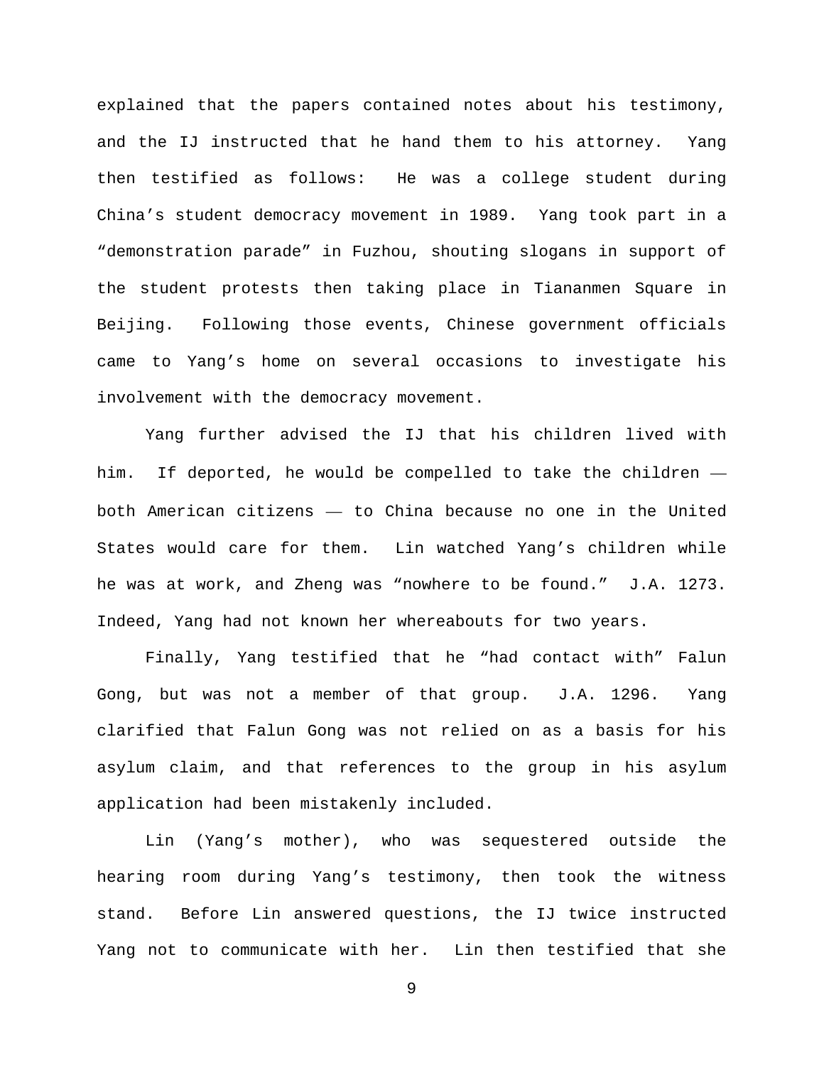explained that the papers contained notes about his testimony, and the IJ instructed that he hand them to his attorney. Yang then testified as follows: He was a college student during China's student democracy movement in 1989. Yang took part in a "demonstration parade" in Fuzhou, shouting slogans in support of the student protests then taking place in Tiananmen Square in Beijing. Following those events, Chinese government officials came to Yang's home on several occasions to investigate his involvement with the democracy movement.

Yang further advised the IJ that his children lived with him. If deported, he would be compelled to take the children — both American citizens — to China because no one in the United States would care for them. Lin watched Yang's children while he was at work, and Zheng was "nowhere to be found." J.A. 1273. Indeed, Yang had not known her whereabouts for two years.

Finally, Yang testified that he "had contact with" Falun Gong, but was not a member of that group. J.A. 1296. Yang clarified that Falun Gong was not relied on as a basis for his asylum claim, and that references to the group in his asylum application had been mistakenly included.

Lin (Yang's mother), who was sequestered outside the hearing room during Yang's testimony, then took the witness stand. Before Lin answered questions, the IJ twice instructed Yang not to communicate with her. Lin then testified that she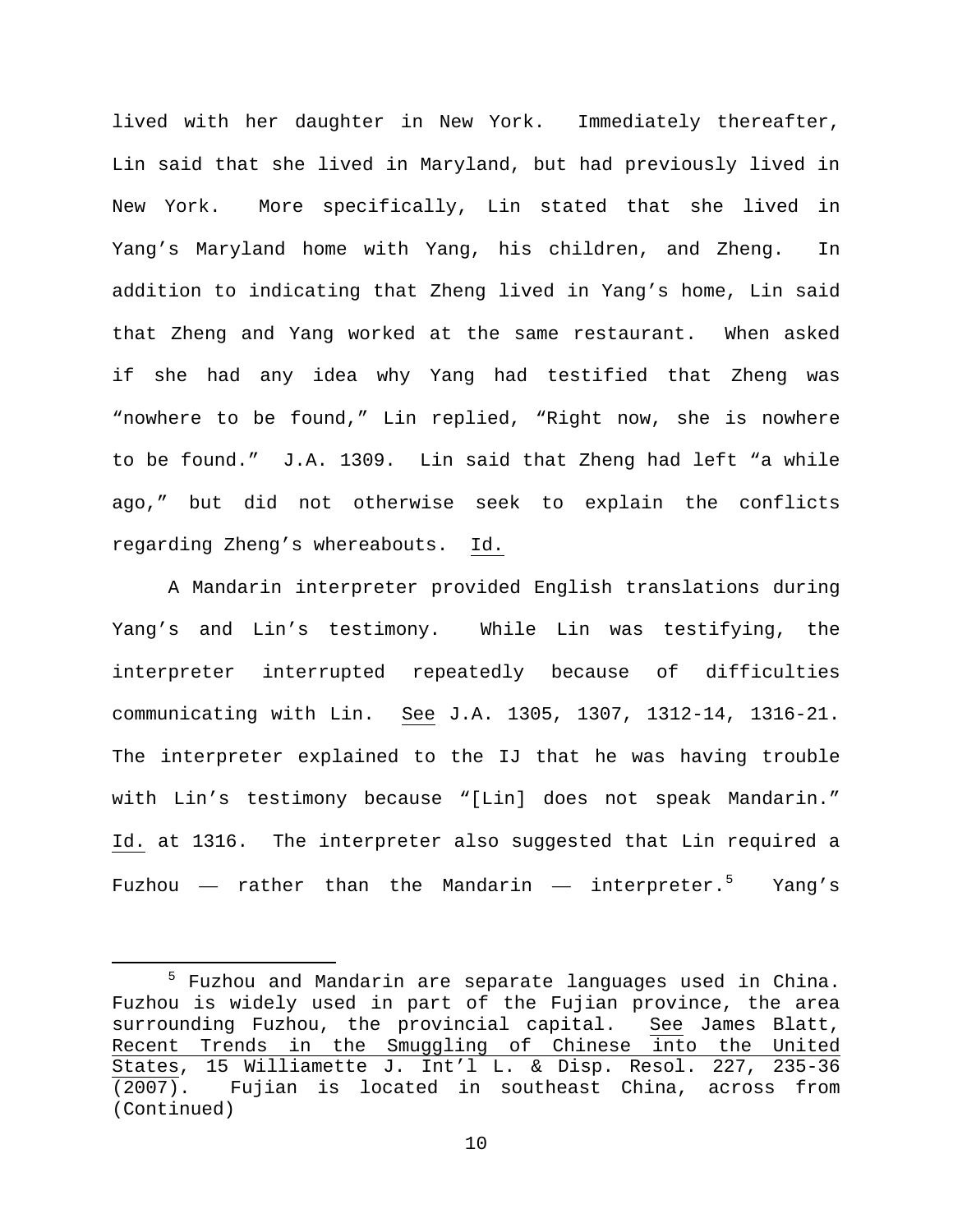lived with her daughter in New York. Immediately thereafter, Lin said that she lived in Maryland, but had previously lived in New York. More specifically, Lin stated that she lived in Yang's Maryland home with Yang, his children, and Zheng. In addition to indicating that Zheng lived in Yang's home, Lin said that Zheng and Yang worked at the same restaurant. When asked if she had any idea why Yang had testified that Zheng was "nowhere to be found," Lin replied, "Right now, she is nowhere to be found." J.A. 1309. Lin said that Zheng had left "a while ago," but did not otherwise seek to explain the conflicts regarding Zheng's whereabouts. Id.

A Mandarin interpreter provided English translations during Yang's and Lin's testimony. While Lin was testifying, the interpreter interrupted repeatedly because of difficulties communicating with Lin. See J.A. 1305, 1307, 1312-14, 1316-21. The interpreter explained to the IJ that he was having trouble with Lin's testimony because "[Lin] does not speak Mandarin." Id. at 1316. The interpreter also suggested that Lin required a Fuzhou — rather than the Mandarin — interpreter.[5] Yang's

[5] Fuzhou and Mandarin are separate languages used in China. Fuzhou is widely used in part of the Fujian province, the area surrounding Fuzhou, the provincial capital. See James Blatt, Recent Trends in the Smuggling of Chinese into the United States, 15 Williamette J. Int'l L. & Disp. Resol. 227, 235-36 (2007). Fujian is located in southeast China, across from (Continued)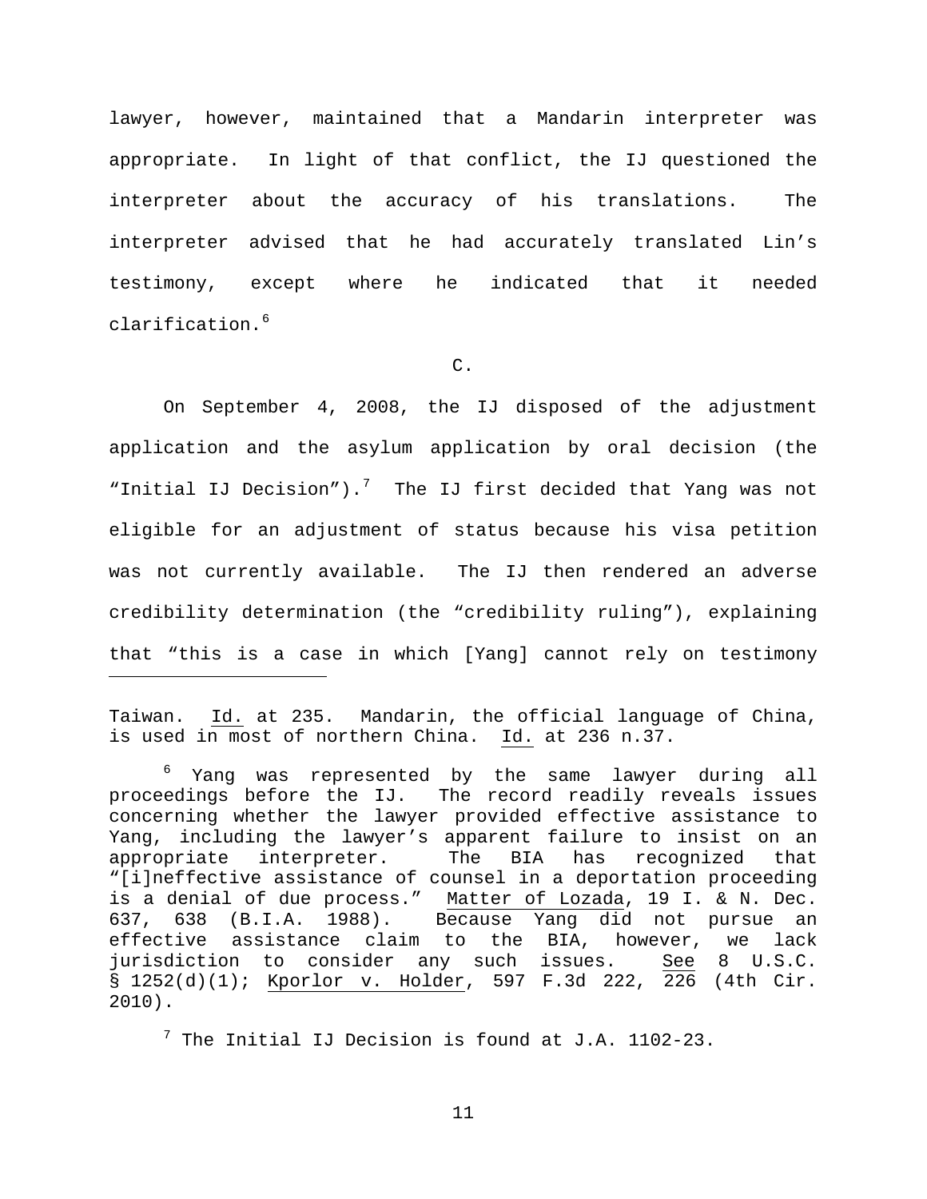lawyer, however, maintained that a Mandarin interpreter was appropriate. In light of that conflict, the IJ questioned the interpreter about the accuracy of his translations. The interpreter advised that he had accurately translated Lin's testimony, except where he indicated that it needed clarification.[6]

C.

On September 4, 2008, the IJ disposed of the adjustment application and the asylum application by oral decision (the "Initial IJ Decision").[7] The IJ first decided that Yang was not eligible for an adjustment of status because his visa petition was not currently available. The IJ then rendered an adverse credibility determination (the "credibility ruling"), explaining that "this is a case in which [Yang] cannot rely on testimony

---

Taiwan. Id. at 235. Mandarin, the official language of China, is used in most of northern China. Id. at 236 n.37.

[6] Yang was represented by the same lawyer during all proceedings before the IJ. The record readily reveals issues concerning whether the lawyer provided effective assistance to Yang, including the lawyer's apparent failure to insist on an appropriate interpreter. The BIA has recognized that "[i]neffective assistance of counsel in a deportation proceeding is a denial of due process." Matter of Lozada, 19 I. & N. Dec. 637, 638 (B.I.A. 1988). Because Yang did not pursue an effective assistance claim to the BIA, however, we lack jurisdiction to consider any such issues. See 8 U.S.C. § 1252(d)(1); Kporlor v. Holder, 597 F.3d 222, 226 (4th Cir. 2010).

[7] The Initial IJ Decision is found at J.A. 1102-23.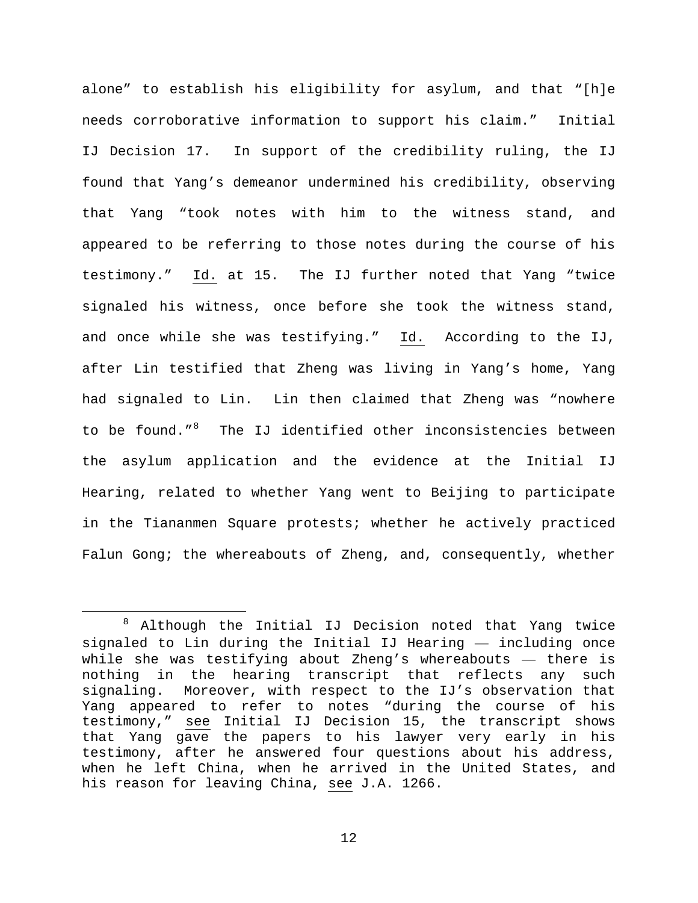alone" to establish his eligibility for asylum, and that "[h]e needs corroborative information to support his claim." Initial IJ Decision 17. In support of the credibility ruling, the IJ found that Yang's demeanor undermined his credibility, observing that Yang "took notes with him to the witness stand, and appeared to be referring to those notes during the course of his testimony." Id. at 15. The IJ further noted that Yang "twice signaled his witness, once before she took the witness stand, and once while she was testifying." Id. According to the IJ, after Lin testified that Zheng was living in Yang's home, Yang had signaled to Lin. Lin then claimed that Zheng was "nowhere to be found."[8] The IJ identified other inconsistencies between the asylum application and the evidence at the Initial IJ Hearing, related to whether Yang went to Beijing to participate in the Tiananmen Square protests; whether he actively practiced Falun Gong; the whereabouts of Zheng, and, consequently, whether

[8] Although the Initial IJ Decision noted that Yang twice signaled to Lin during the Initial IJ Hearing — including once while she was testifying about Zheng's whereabouts — there is nothing in the hearing transcript that reflects any such signaling. Moreover, with respect to the IJ's observation that Yang appeared to refer to notes "during the course of his testimony," see Initial IJ Decision 15, the transcript shows that Yang gave the papers to his lawyer very early in his testimony, after he answered four questions about his address, when he left China, when he arrived in the United States, and his reason for leaving China, see J.A. 1266.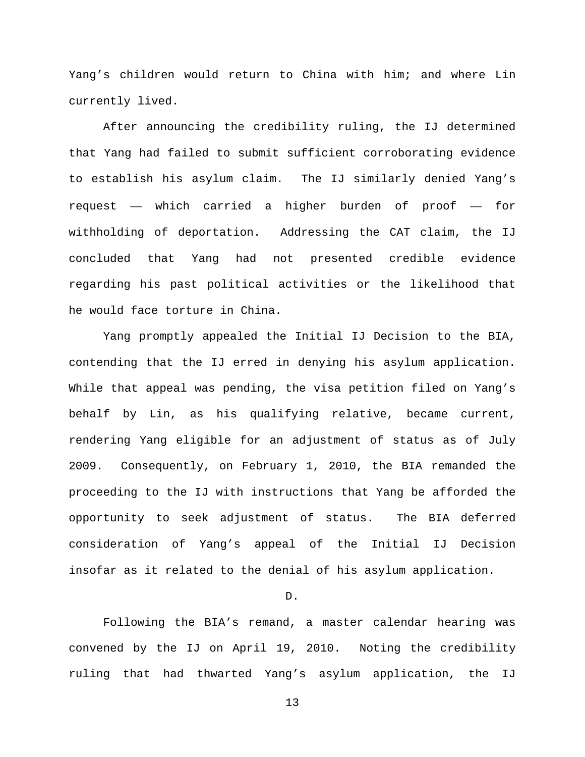Yang's children would return to China with him; and where Lin currently lived.

After announcing the credibility ruling, the IJ determined that Yang had failed to submit sufficient corroborating evidence to establish his asylum claim. The IJ similarly denied Yang's request — which carried a higher burden of proof — for withholding of deportation. Addressing the CAT claim, the IJ concluded that Yang had not presented credible evidence regarding his past political activities or the likelihood that he would face torture in China.

Yang promptly appealed the Initial IJ Decision to the BIA, contending that the IJ erred in denying his asylum application. While that appeal was pending, the visa petition filed on Yang's behalf by Lin, as his qualifying relative, became current, rendering Yang eligible for an adjustment of status as of July 2009. Consequently, on February 1, 2010, the BIA remanded the proceeding to the IJ with instructions that Yang be afforded the opportunity to seek adjustment of status. The BIA deferred consideration of Yang's appeal of the Initial IJ Decision insofar as it related to the denial of his asylum application.

D.

Following the BIA's remand, a master calendar hearing was convened by the IJ on April 19, 2010. Noting the credibility ruling that had thwarted Yang's asylum application, the IJ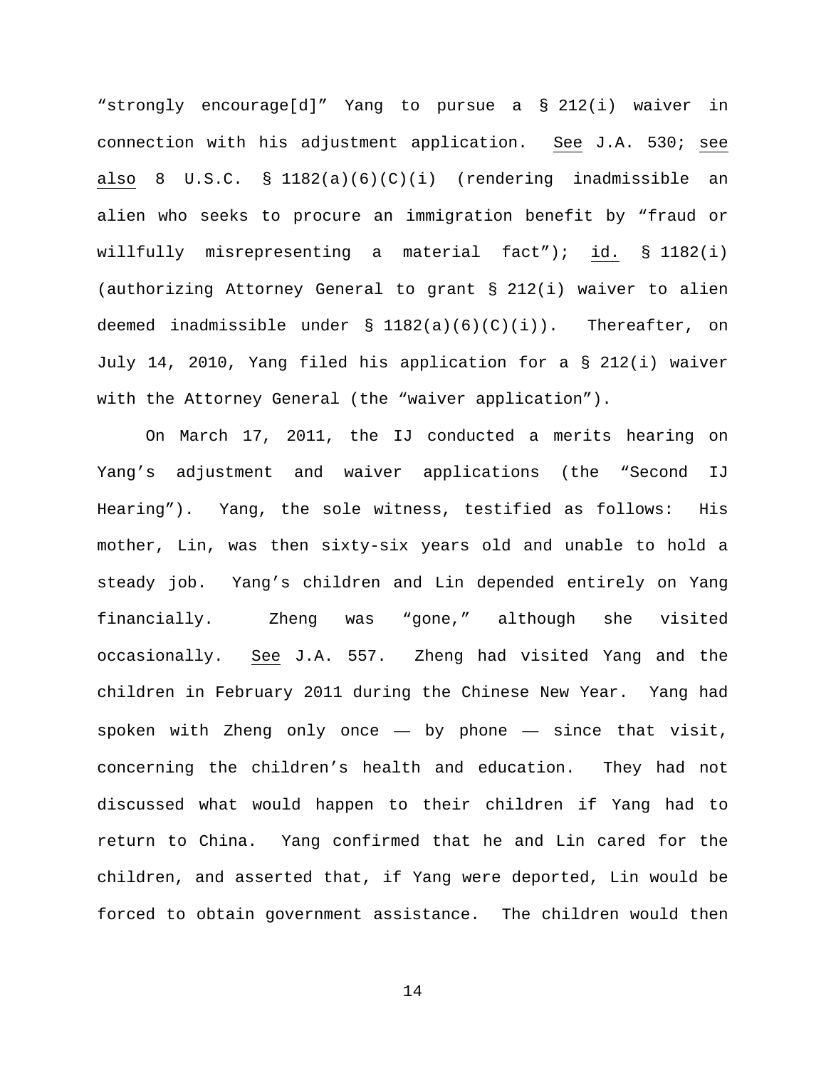"strongly encourage[d]" Yang to pursue a § 212(i) waiver in connection with his adjustment application. See J.A. 530; see also 8 U.S.C. § 1182(a)(6)(C)(i) (rendering inadmissible an alien who seeks to procure an immigration benefit by "fraud or willfully misrepresenting a material fact"); id. § 1182(i) (authorizing Attorney General to grant § 212(i) waiver to alien deemed inadmissible under § 1182(a)(6)(C)(i)). Thereafter, on July 14, 2010, Yang filed his application for a § 212(i) waiver with the Attorney General (the "waiver application").

On March 17, 2011, the IJ conducted a merits hearing on Yang's adjustment and waiver applications (the "Second IJ Hearing"). Yang, the sole witness, testified as follows: His mother, Lin, was then sixty-six years old and unable to hold a steady job. Yang's children and Lin depended entirely on Yang financially. Zheng was "gone," although she visited occasionally. See J.A. 557. Zheng had visited Yang and the children in February 2011 during the Chinese New Year. Yang had spoken with Zheng only once — by phone — since that visit, concerning the children's health and education. They had not discussed what would happen to their children if Yang had to return to China. Yang confirmed that he and Lin cared for the children, and asserted that, if Yang were deported, Lin would be forced to obtain government assistance. The children would then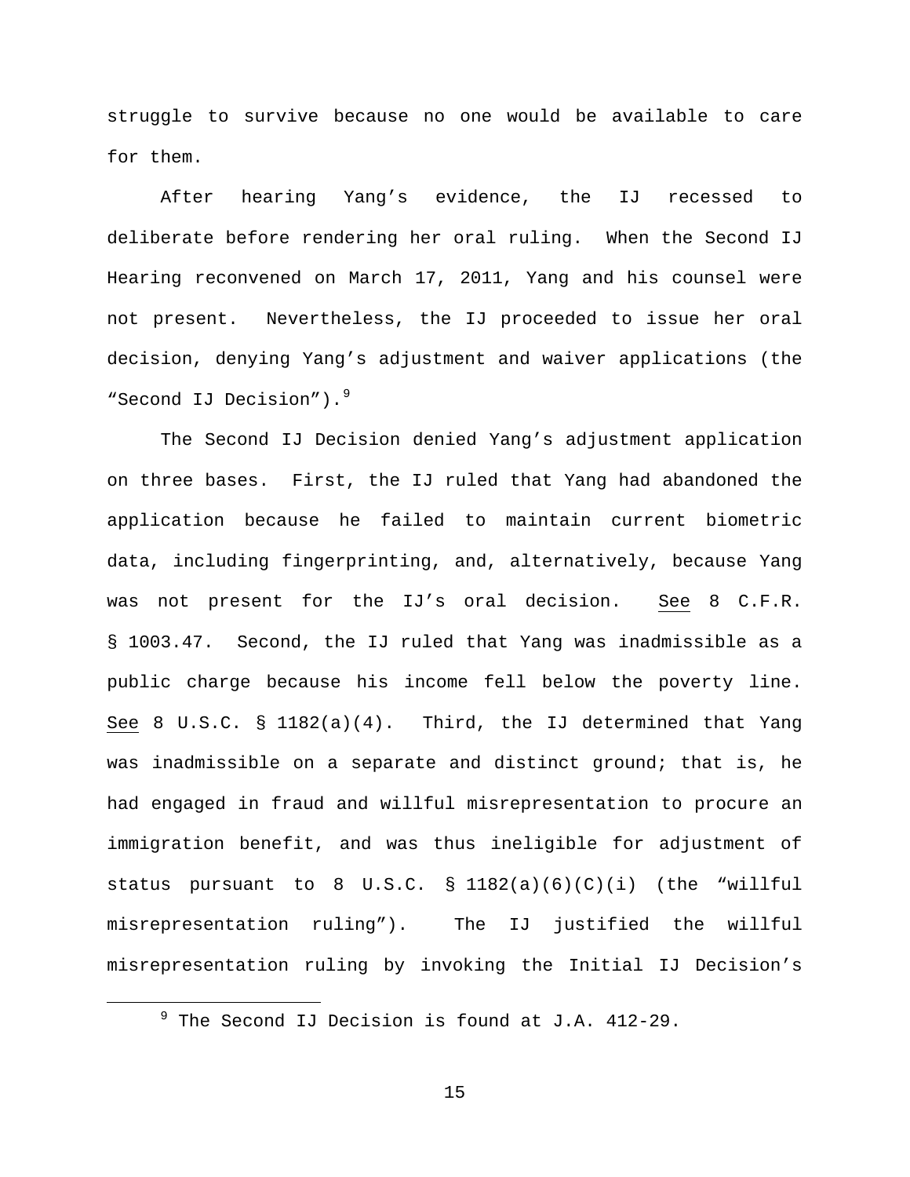struggle to survive because no one would be available to care for them.

After hearing Yang's evidence, the IJ recessed to deliberate before rendering her oral ruling. When the Second IJ Hearing reconvened on March 17, 2011, Yang and his counsel were not present. Nevertheless, the IJ proceeded to issue her oral decision, denying Yang's adjustment and waiver applications (the "Second IJ Decision").[9]

The Second IJ Decision denied Yang's adjustment application on three bases. First, the IJ ruled that Yang had abandoned the application because he failed to maintain current biometric data, including fingerprinting, and, alternatively, because Yang was not present for the IJ's oral decision. See 8 C.F.R. § 1003.47. Second, the IJ ruled that Yang was inadmissible as a public charge because his income fell below the poverty line. See 8 U.S.C. § 1182(a)(4). Third, the IJ determined that Yang was inadmissible on a separate and distinct ground; that is, he had engaged in fraud and willful misrepresentation to procure an immigration benefit, and was thus ineligible for adjustment of status pursuant to 8 U.S.C. § 1182(a)(6)(C)(i) (the "willful misrepresentation ruling"). The IJ justified the willful misrepresentation ruling by invoking the Initial IJ Decision's

[9] The Second IJ Decision is found at J.A. 412-29.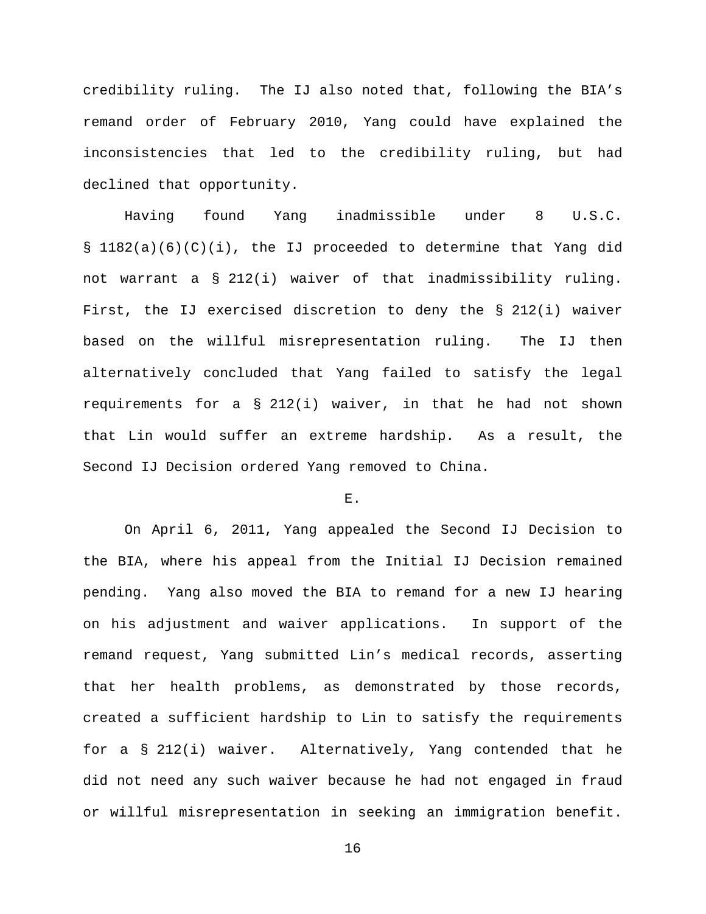credibility ruling. The IJ also noted that, following the BIA's remand order of February 2010, Yang could have explained the inconsistencies that led to the credibility ruling, but had declined that opportunity.

Having found Yang inadmissible under 8 U.S.C. § 1182(a)(6)(C)(i), the IJ proceeded to determine that Yang did not warrant a § 212(i) waiver of that inadmissibility ruling. First, the IJ exercised discretion to deny the § 212(i) waiver based on the willful misrepresentation ruling. The IJ then alternatively concluded that Yang failed to satisfy the legal requirements for a § 212(i) waiver, in that he had not shown that Lin would suffer an extreme hardship. As a result, the Second IJ Decision ordered Yang removed to China.

E.

On April 6, 2011, Yang appealed the Second IJ Decision to the BIA, where his appeal from the Initial IJ Decision remained pending. Yang also moved the BIA to remand for a new IJ hearing on his adjustment and waiver applications. In support of the remand request, Yang submitted Lin's medical records, asserting that her health problems, as demonstrated by those records, created a sufficient hardship to Lin to satisfy the requirements for a § 212(i) waiver. Alternatively, Yang contended that he did not need any such waiver because he had not engaged in fraud or willful misrepresentation in seeking an immigration benefit.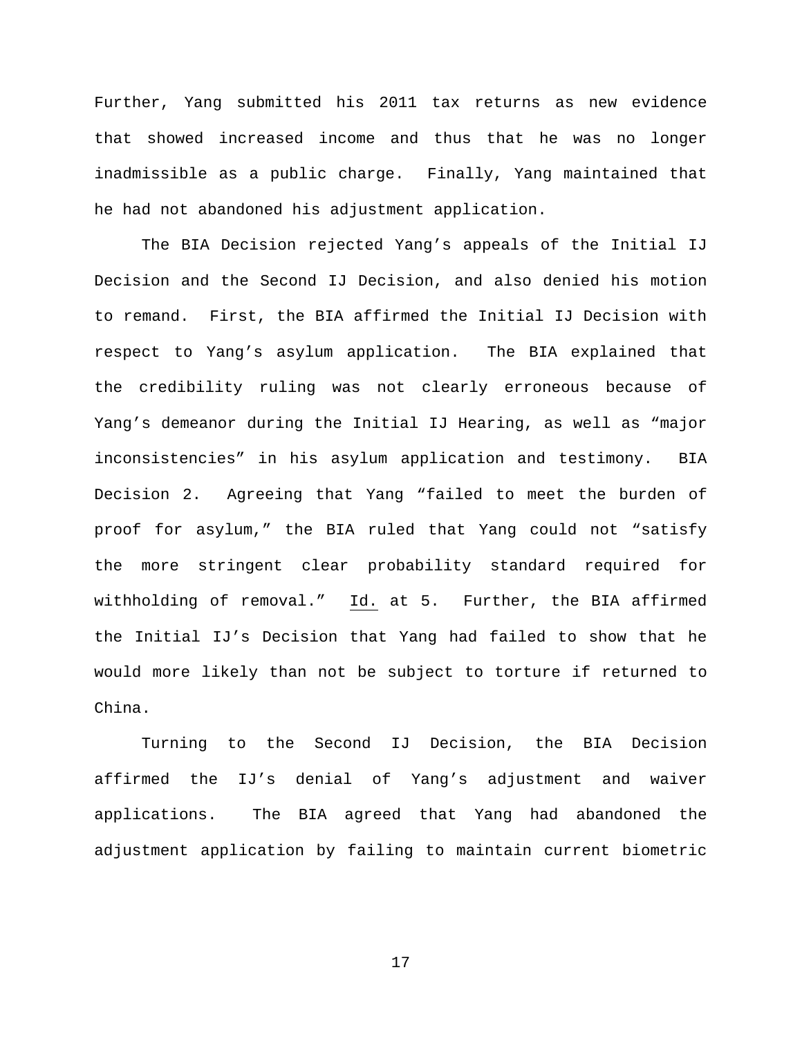Further, Yang submitted his 2011 tax returns as new evidence that showed increased income and thus that he was no longer inadmissible as a public charge. Finally, Yang maintained that he had not abandoned his adjustment application.

The BIA Decision rejected Yang's appeals of the Initial IJ Decision and the Second IJ Decision, and also denied his motion to remand. First, the BIA affirmed the Initial IJ Decision with respect to Yang's asylum application. The BIA explained that the credibility ruling was not clearly erroneous because of Yang's demeanor during the Initial IJ Hearing, as well as "major inconsistencies" in his asylum application and testimony. BIA Decision 2. Agreeing that Yang "failed to meet the burden of proof for asylum," the BIA ruled that Yang could not "satisfy the more stringent clear probability standard required for withholding of removal." Id. at 5. Further, the BIA affirmed the Initial IJ's Decision that Yang had failed to show that he would more likely than not be subject to torture if returned to China.

Turning to the Second IJ Decision, the BIA Decision affirmed the IJ's denial of Yang's adjustment and waiver applications. The BIA agreed that Yang had abandoned the adjustment application by failing to maintain current biometric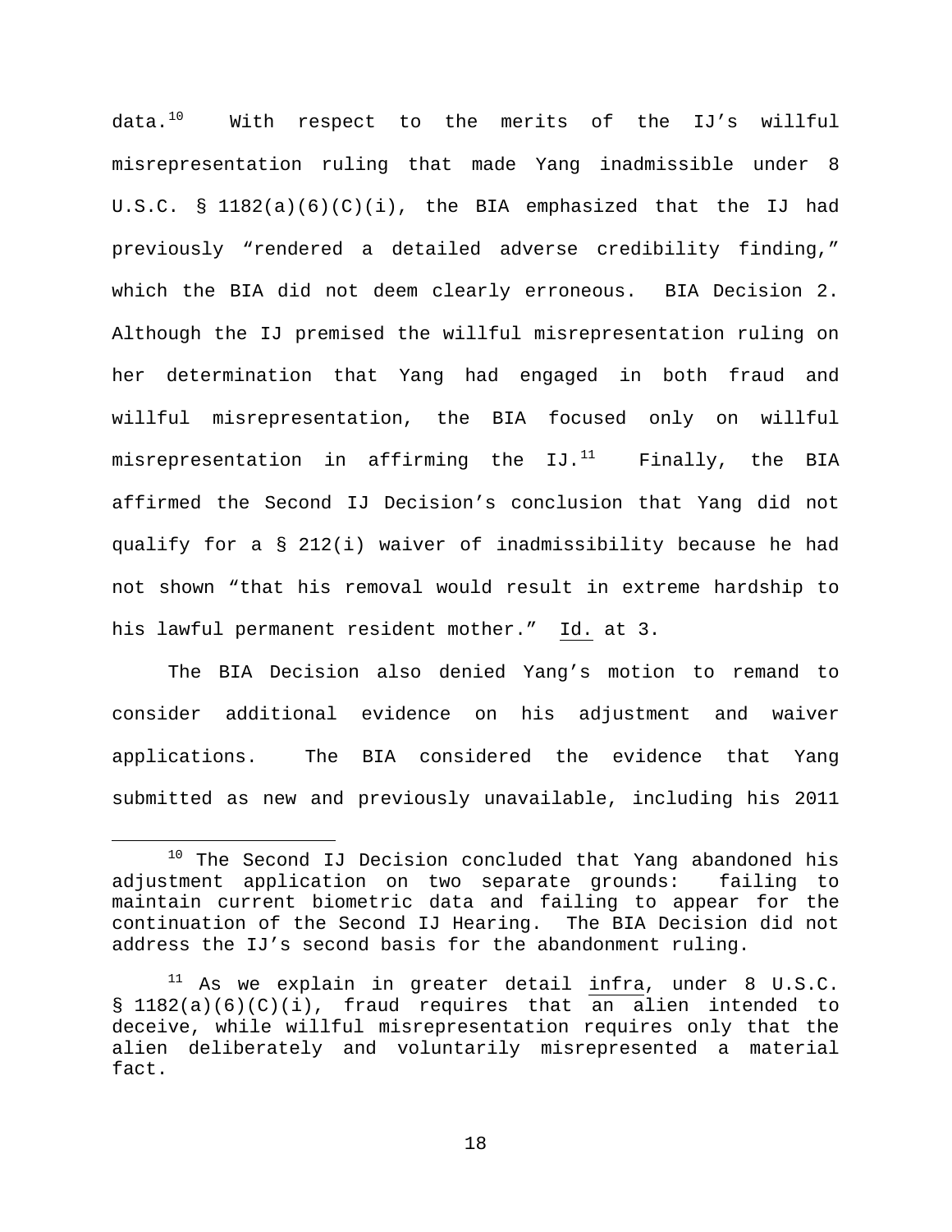data.[10] With respect to the merits of the IJ's willful misrepresentation ruling that made Yang inadmissible under 8 U.S.C. § 1182(a)(6)(C)(i), the BIA emphasized that the IJ had previously "rendered a detailed adverse credibility finding," which the BIA did not deem clearly erroneous. BIA Decision 2. Although the IJ premised the willful misrepresentation ruling on her determination that Yang had engaged in both fraud and willful misrepresentation, the BIA focused only on willful misrepresentation in affirming the IJ.[11] Finally, the BIA affirmed the Second IJ Decision's conclusion that Yang did not qualify for a § 212(i) waiver of inadmissibility because he had not shown "that his removal would result in extreme hardship to his lawful permanent resident mother." Id. at 3.

The BIA Decision also denied Yang's motion to remand to consider additional evidence on his adjustment and waiver applications. The BIA considered the evidence that Yang submitted as new and previously unavailable, including his 2011

[10] The Second IJ Decision concluded that Yang abandoned his adjustment application on two separate grounds: failing to maintain current biometric data and failing to appear for the continuation of the Second IJ Hearing. The BIA Decision did not address the IJ's second basis for the abandonment ruling.

[11] As we explain in greater detail infra, under 8 U.S.C. § 1182(a)(6)(C)(i), fraud requires that an alien intended to deceive, while willful misrepresentation requires only that the alien deliberately and voluntarily misrepresented a material fact.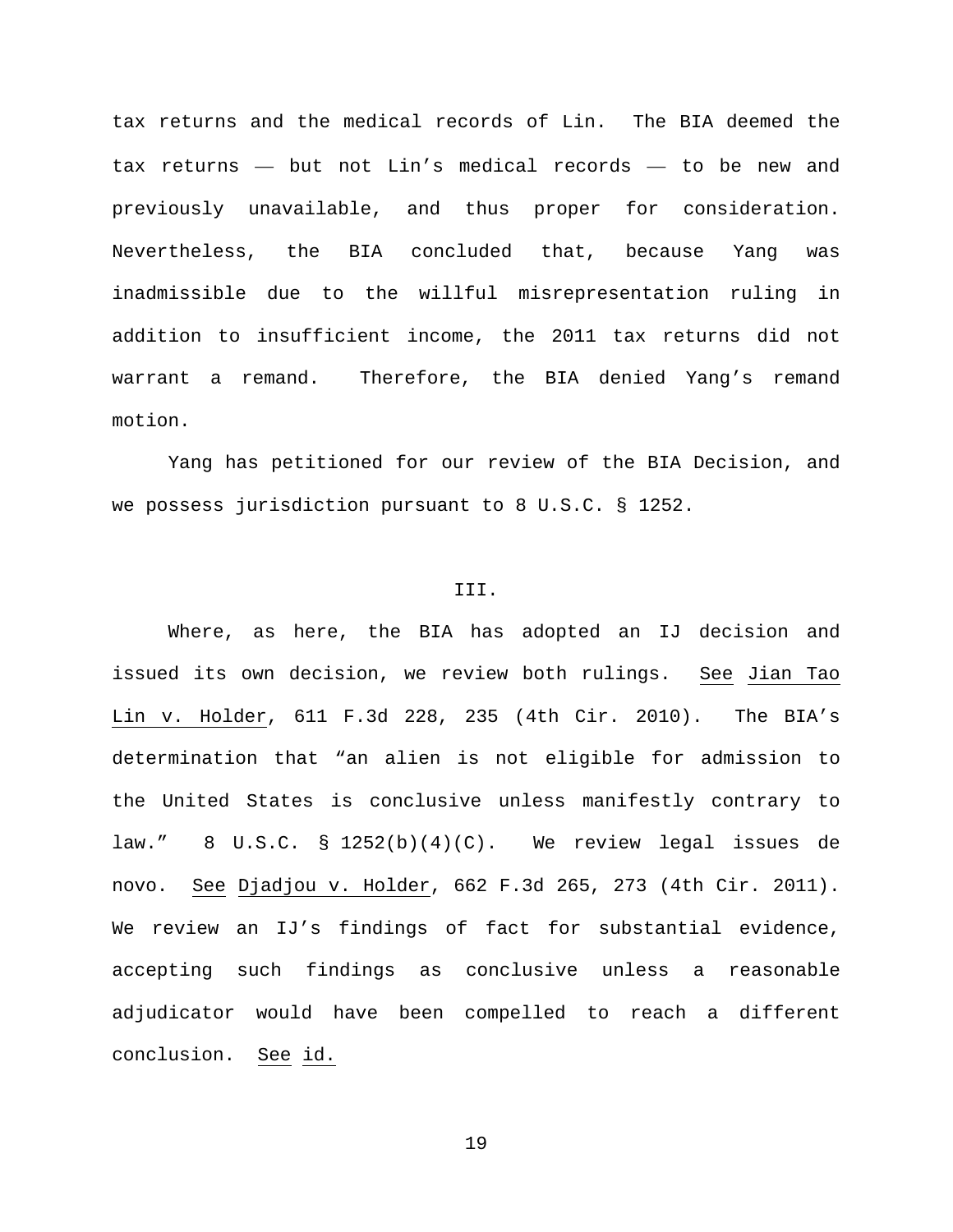tax returns and the medical records of Lin. The BIA deemed the tax returns — but not Lin's medical records — to be new and previously unavailable, and thus proper for consideration. Nevertheless, the BIA concluded that, because Yang was inadmissible due to the willful misrepresentation ruling in addition to insufficient income, the 2011 tax returns did not warrant a remand. Therefore, the BIA denied Yang's remand motion.

Yang has petitioned for our review of the BIA Decision, and we possess jurisdiction pursuant to 8 U.S.C. § 1252.

## III.

Where, as here, the BIA has adopted an IJ decision and issued its own decision, we review both rulings. See Jian Tao Lin v. Holder, 611 F.3d 228, 235 (4th Cir. 2010). The BIA's determination that "an alien is not eligible for admission to the United States is conclusive unless manifestly contrary to law." 8 U.S.C. § 1252(b)(4)(C). We review legal issues de novo. See Djadjou v. Holder, 662 F.3d 265, 273 (4th Cir. 2011). We review an IJ's findings of fact for substantial evidence, accepting such findings as conclusive unless a reasonable adjudicator would have been compelled to reach a different conclusion. See id.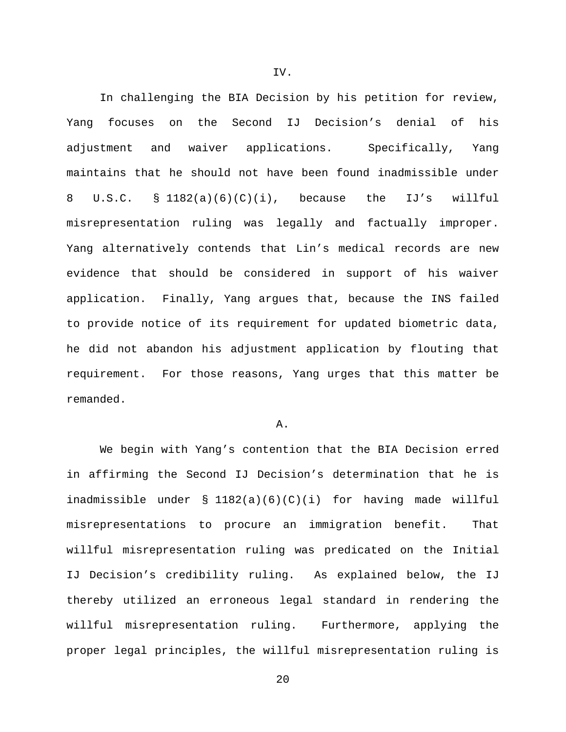IV.

In challenging the BIA Decision by his petition for review, Yang focuses on the Second IJ Decision's denial of his adjustment and waiver applications. Specifically, Yang maintains that he should not have been found inadmissible under 8 U.S.C. § 1182(a)(6)(C)(i), because the IJ's willful misrepresentation ruling was legally and factually improper. Yang alternatively contends that Lin's medical records are new evidence that should be considered in support of his waiver application. Finally, Yang argues that, because the INS failed to provide notice of its requirement for updated biometric data, he did not abandon his adjustment application by flouting that requirement. For those reasons, Yang urges that this matter be remanded.

A.

We begin with Yang's contention that the BIA Decision erred in affirming the Second IJ Decision's determination that he is inadmissible under § 1182(a)(6)(C)(i) for having made willful misrepresentations to procure an immigration benefit. That willful misrepresentation ruling was predicated on the Initial IJ Decision's credibility ruling. As explained below, the IJ thereby utilized an erroneous legal standard in rendering the willful misrepresentation ruling. Furthermore, applying the proper legal principles, the willful misrepresentation ruling is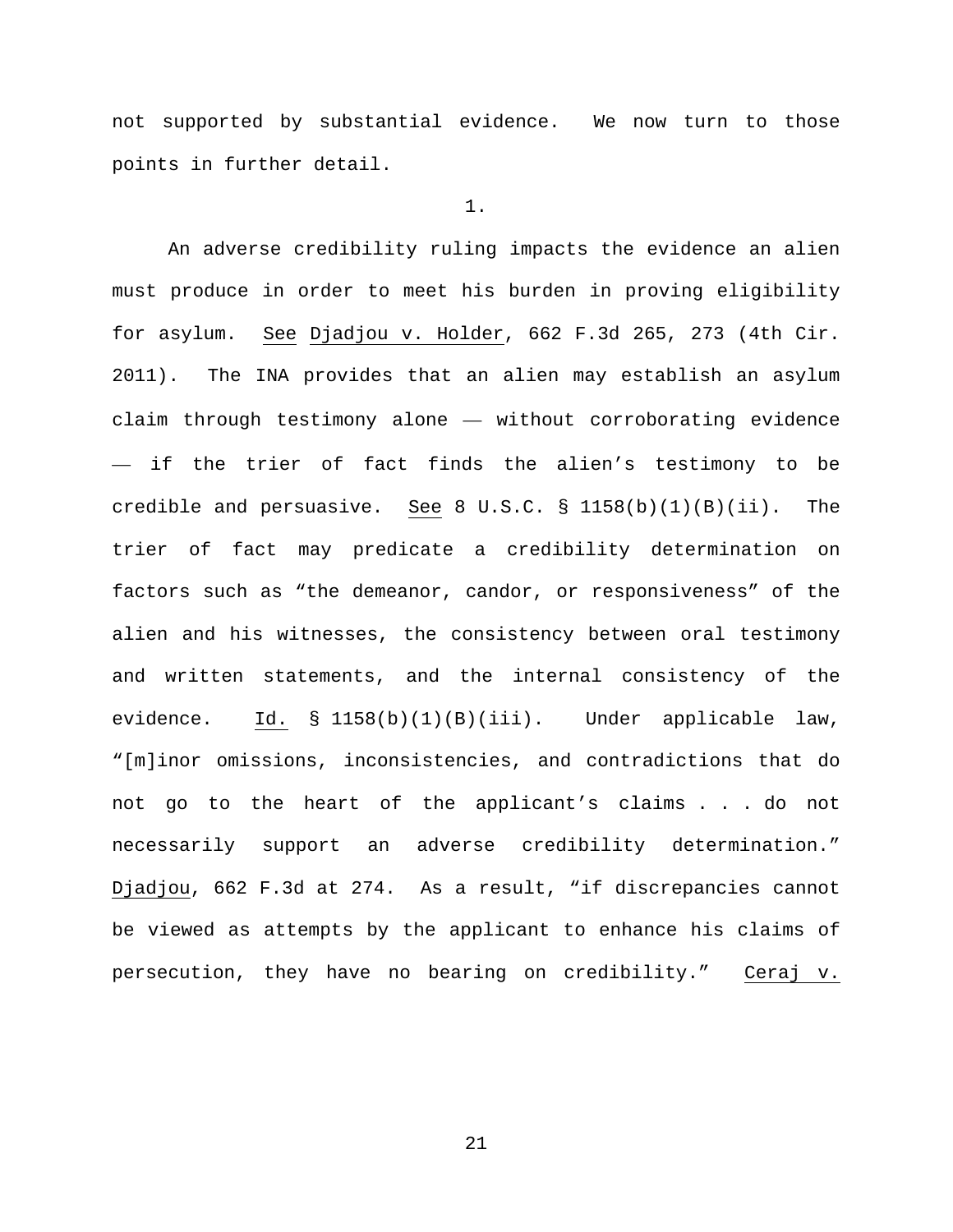not supported by substantial evidence. We now turn to those points in further detail.

1.

An adverse credibility ruling impacts the evidence an alien must produce in order to meet his burden in proving eligibility for asylum. See Djadjou v. Holder, 662 F.3d 265, 273 (4th Cir. 2011). The INA provides that an alien may establish an asylum claim through testimony alone — without corroborating evidence — if the trier of fact finds the alien's testimony to be credible and persuasive. See 8 U.S.C. § 1158(b)(1)(B)(ii). The trier of fact may predicate a credibility determination on factors such as "the demeanor, candor, or responsiveness" of the alien and his witnesses, the consistency between oral testimony and written statements, and the internal consistency of the evidence. Id. § 1158(b)(1)(B)(iii). Under applicable law, "[m]inor omissions, inconsistencies, and contradictions that do not go to the heart of the applicant's claims . . . do not necessarily support an adverse credibility determination." Djadjou, 662 F.3d at 274. As a result, "if discrepancies cannot be viewed as attempts by the applicant to enhance his claims of persecution, they have no bearing on credibility." Ceraj v.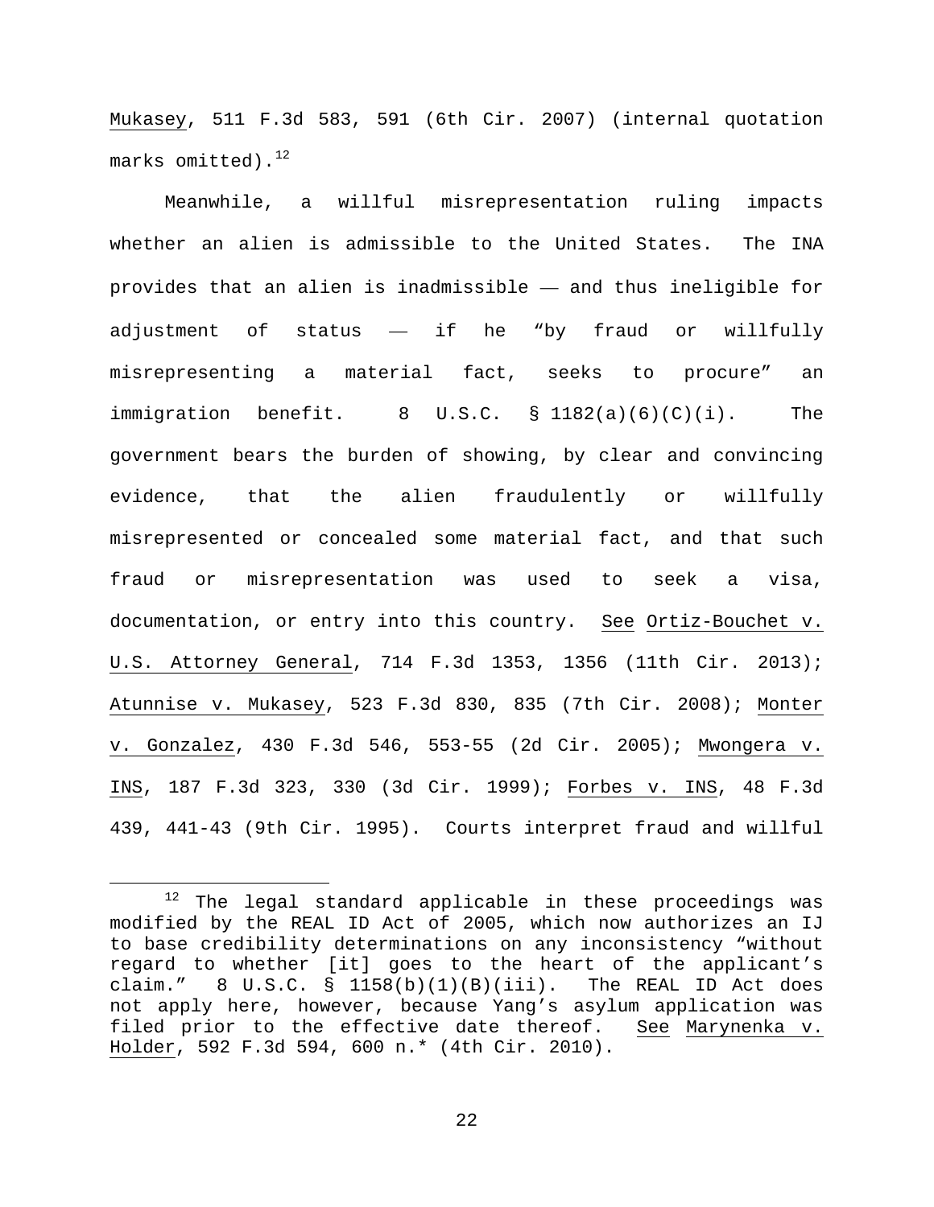Mukasey, 511 F.3d 583, 591 (6th Cir. 2007) (internal quotation marks omitted).[12]

Meanwhile, a willful misrepresentation ruling impacts whether an alien is admissible to the United States. The INA provides that an alien is inadmissible — and thus ineligible for adjustment of status — if he "by fraud or willfully misrepresenting a material fact, seeks to procure" an immigration benefit. 8 U.S.C. § 1182(a)(6)(C)(i). The government bears the burden of showing, by clear and convincing evidence, that the alien fraudulently or willfully misrepresented or concealed some material fact, and that such fraud or misrepresentation was used to seek a visa, documentation, or entry into this country. See Ortiz-Bouchet v. U.S. Attorney General, 714 F.3d 1353, 1356 (11th Cir. 2013); Atunnise v. Mukasey, 523 F.3d 830, 835 (7th Cir. 2008); Monter v. Gonzalez, 430 F.3d 546, 553-55 (2d Cir. 2005); Mwongera v. INS, 187 F.3d 323, 330 (3d Cir. 1999); Forbes v. INS, 48 F.3d 439, 441-43 (9th Cir. 1995). Courts interpret fraud and willful

[12] The legal standard applicable in these proceedings was modified by the REAL ID Act of 2005, which now authorizes an IJ to base credibility determinations on any inconsistency "without regard to whether [it] goes to the heart of the applicant's claim." 8 U.S.C. § 1158(b)(1)(B)(iii). The REAL ID Act does not apply here, however, because Yang's asylum application was filed prior to the effective date thereof. See Marynenka v. Holder, 592 F.3d 594, 600 n.* (4th Cir. 2010).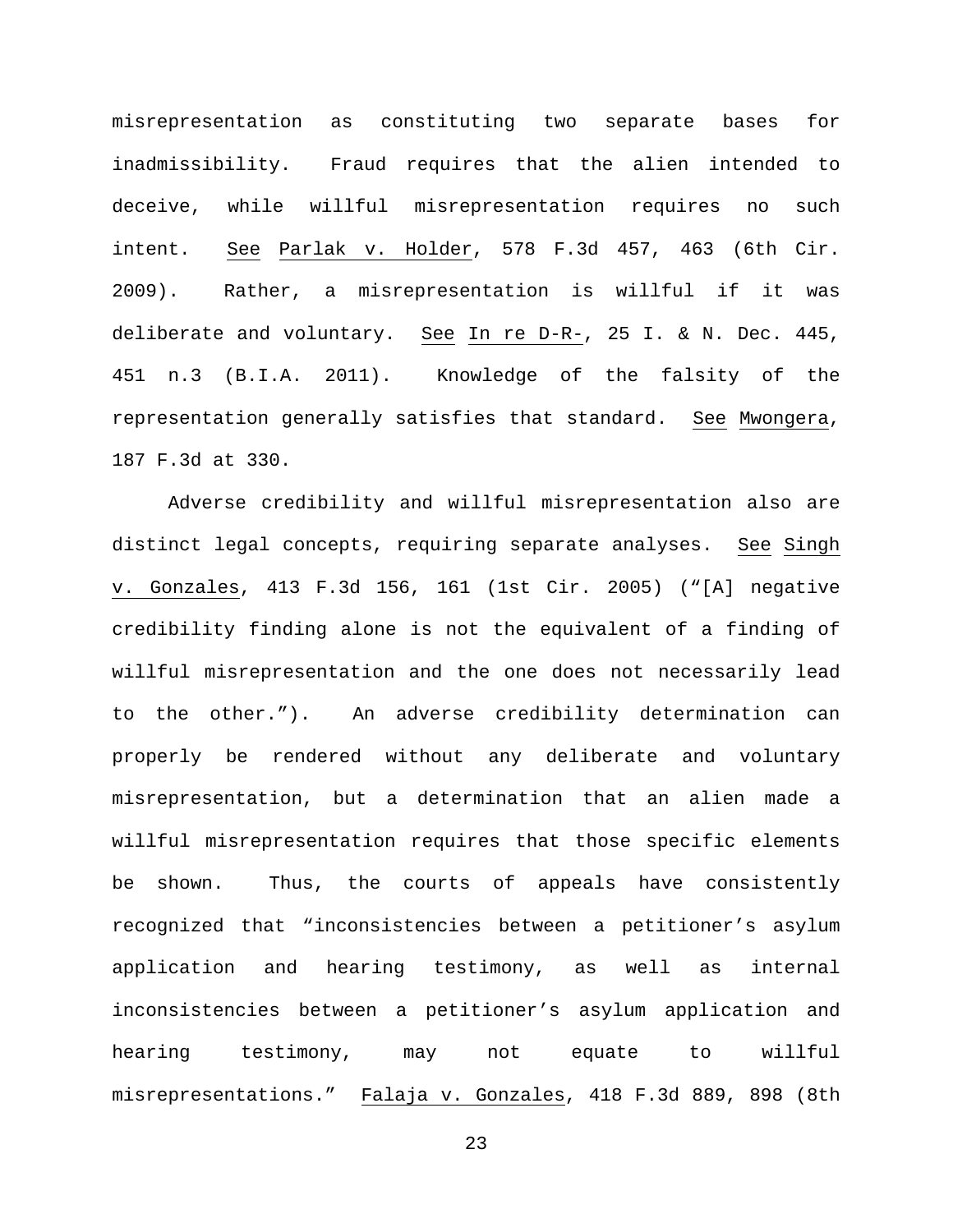misrepresentation as constituting two separate bases for inadmissibility. Fraud requires that the alien intended to deceive, while willful misrepresentation requires no such intent. See Parlak v. Holder, 578 F.3d 457, 463 (6th Cir. 2009). Rather, a misrepresentation is willful if it was deliberate and voluntary. See In re D-R-, 25 I. & N. Dec. 445, 451 n.3 (B.I.A. 2011). Knowledge of the falsity of the representation generally satisfies that standard. See Mwongera, 187 F.3d at 330.

Adverse credibility and willful misrepresentation also are distinct legal concepts, requiring separate analyses. See Singh v. Gonzales, 413 F.3d 156, 161 (1st Cir. 2005) ("[A] negative credibility finding alone is not the equivalent of a finding of willful misrepresentation and the one does not necessarily lead to the other."). An adverse credibility determination can properly be rendered without any deliberate and voluntary misrepresentation, but a determination that an alien made a willful misrepresentation requires that those specific elements be shown. Thus, the courts of appeals have consistently recognized that "inconsistencies between a petitioner's asylum application and hearing testimony, as well as internal inconsistencies between a petitioner's asylum application and hearing testimony, may not equate to willful misrepresentations." Falaja v. Gonzales, 418 F.3d 889, 898 (8th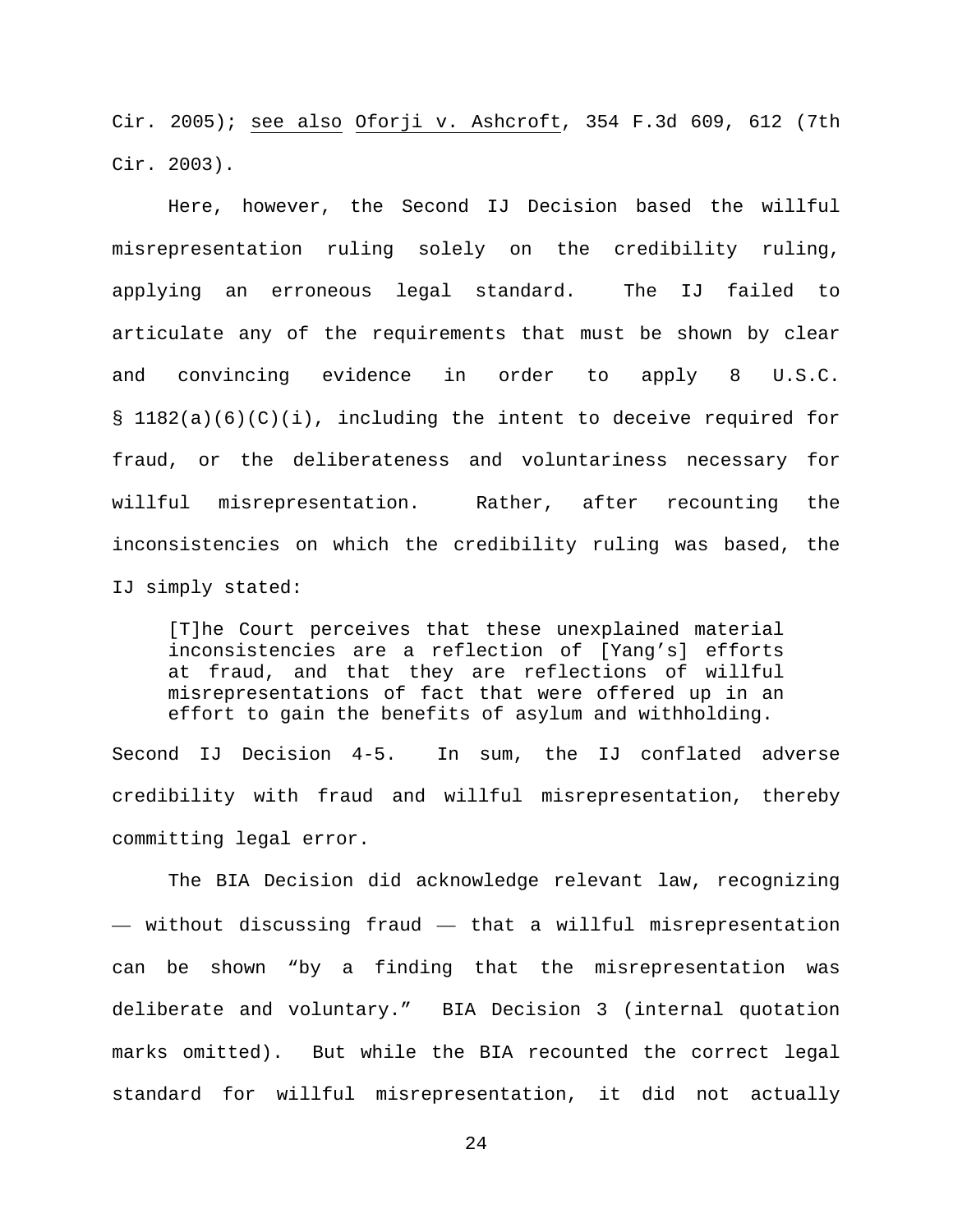Cir. 2005); <u>see also</u> <u>Oforji v. Ashcroft</u>, 354 F.3d 609, 612 (7th Cir. 2003).

Here, however, the Second IJ Decision based the willful misrepresentation ruling solely on the credibility ruling, applying an erroneous legal standard. The IJ failed to articulate any of the requirements that must be shown by clear and convincing evidence in order to apply 8 U.S.C. § 1182(a)(6)(C)(i), including the intent to deceive required for fraud, or the deliberateness and voluntariness necessary for willful misrepresentation. Rather, after recounting the inconsistencies on which the credibility ruling was based, the IJ simply stated:

> [T]he Court perceives that these unexplained material inconsistencies are a reflection of [Yang's] efforts at fraud, and that they are reflections of willful misrepresentations of fact that were offered up in an effort to gain the benefits of asylum and withholding.

Second IJ Decision 4-5. In sum, the IJ conflated adverse credibility with fraud and willful misrepresentation, thereby committing legal error.

The BIA Decision did acknowledge relevant law, recognizing — without discussing fraud — that a willful misrepresentation can be shown "by a finding that the misrepresentation was deliberate and voluntary." BIA Decision 3 (internal quotation marks omitted). But while the BIA recounted the correct legal standard for willful misrepresentation, it did not actually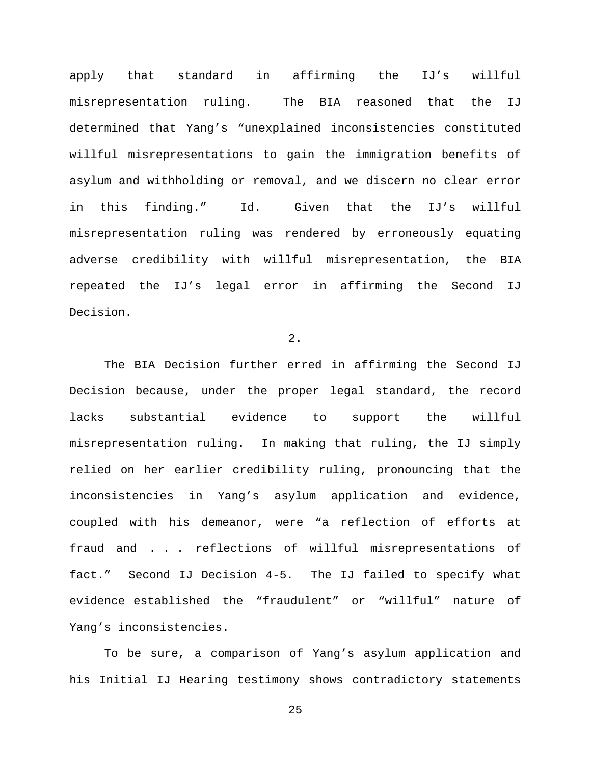apply that standard in affirming the IJ's willful misrepresentation ruling. The BIA reasoned that the IJ determined that Yang's "unexplained inconsistencies constituted willful misrepresentations to gain the immigration benefits of asylum and withholding or removal, and we discern no clear error in this finding." Id. Given that the IJ's willful misrepresentation ruling was rendered by erroneously equating adverse credibility with willful misrepresentation, the BIA repeated the IJ's legal error in affirming the Second IJ Decision.

2.

The BIA Decision further erred in affirming the Second IJ Decision because, under the proper legal standard, the record lacks substantial evidence to support the willful misrepresentation ruling. In making that ruling, the IJ simply relied on her earlier credibility ruling, pronouncing that the inconsistencies in Yang's asylum application and evidence, coupled with his demeanor, were "a reflection of efforts at fraud and . . . reflections of willful misrepresentations of fact." Second IJ Decision 4-5. The IJ failed to specify what evidence established the "fraudulent" or "willful" nature of Yang's inconsistencies.

To be sure, a comparison of Yang's asylum application and his Initial IJ Hearing testimony shows contradictory statements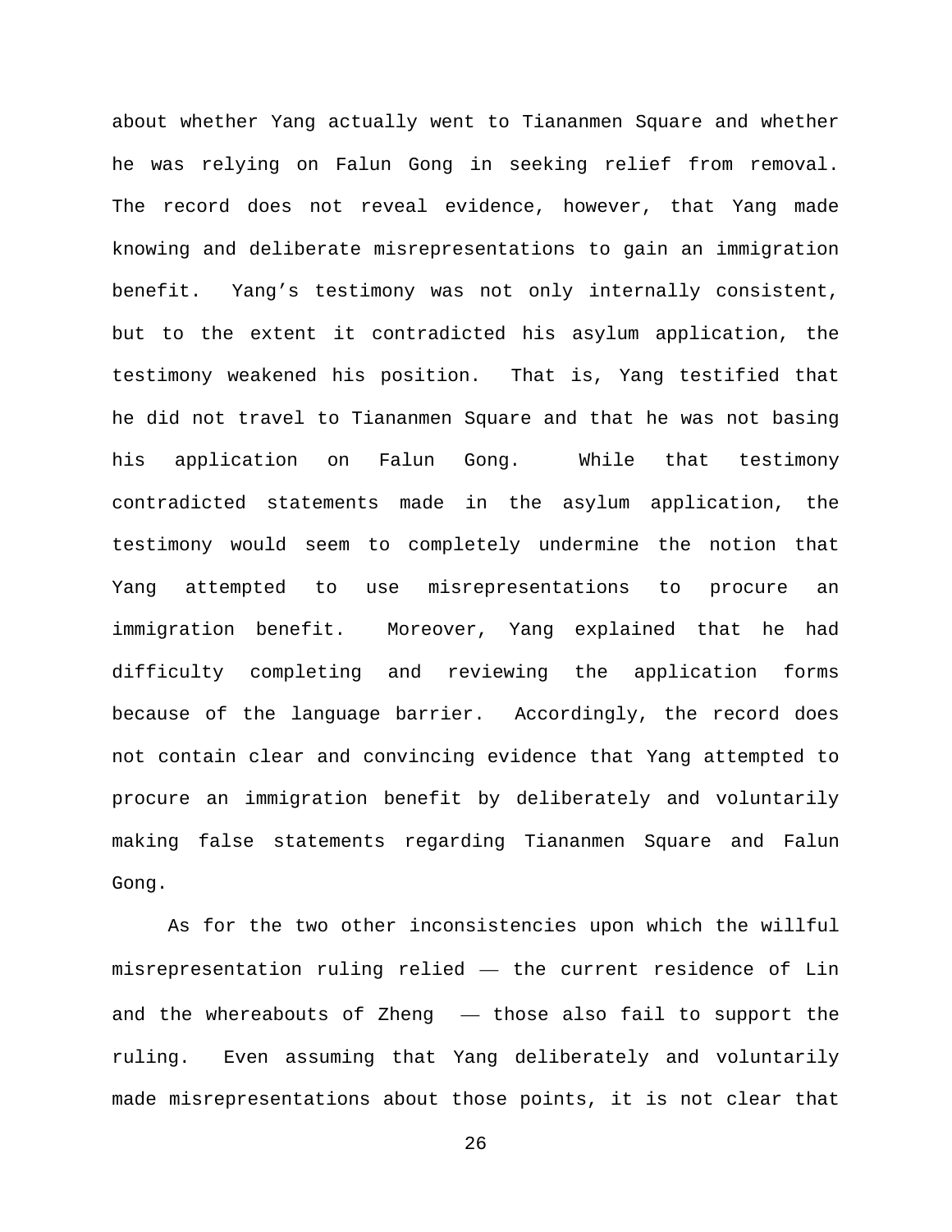about whether Yang actually went to Tiananmen Square and whether he was relying on Falun Gong in seeking relief from removal. The record does not reveal evidence, however, that Yang made knowing and deliberate misrepresentations to gain an immigration benefit. Yang's testimony was not only internally consistent, but to the extent it contradicted his asylum application, the testimony weakened his position. That is, Yang testified that he did not travel to Tiananmen Square and that he was not basing his application on Falun Gong. While that testimony contradicted statements made in the asylum application, the testimony would seem to completely undermine the notion that Yang attempted to use misrepresentations to procure an immigration benefit. Moreover, Yang explained that he had difficulty completing and reviewing the application forms because of the language barrier. Accordingly, the record does not contain clear and convincing evidence that Yang attempted to procure an immigration benefit by deliberately and voluntarily making false statements regarding Tiananmen Square and Falun Gong.

As for the two other inconsistencies upon which the willful misrepresentation ruling relied — the current residence of Lin and the whereabouts of Zheng — those also fail to support the ruling. Even assuming that Yang deliberately and voluntarily made misrepresentations about those points, it is not clear that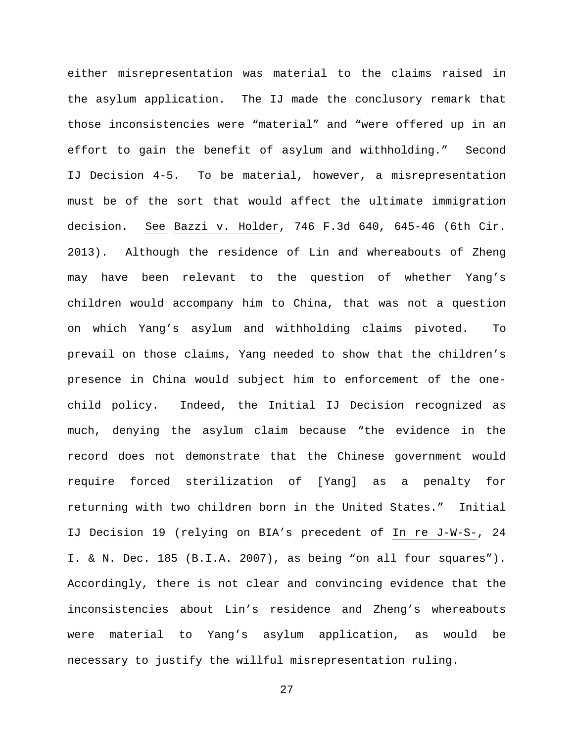either misrepresentation was material to the claims raised in the asylum application. The IJ made the conclusory remark that those inconsistencies were "material" and "were offered up in an effort to gain the benefit of asylum and withholding." Second IJ Decision 4-5. To be material, however, a misrepresentation must be of the sort that would affect the ultimate immigration decision. See Bazzi v. Holder, 746 F.3d 640, 645-46 (6th Cir. 2013). Although the residence of Lin and whereabouts of Zheng may have been relevant to the question of whether Yang's children would accompany him to China, that was not a question on which Yang's asylum and withholding claims pivoted. To prevail on those claims, Yang needed to show that the children's presence in China would subject him to enforcement of the one-child policy. Indeed, the Initial IJ Decision recognized as much, denying the asylum claim because "the evidence in the record does not demonstrate that the Chinese government would require forced sterilization of [Yang] as a penalty for returning with two children born in the United States." Initial IJ Decision 19 (relying on BIA's precedent of In re J-W-S-, 24 I. & N. Dec. 185 (B.I.A. 2007), as being "on all four squares"). Accordingly, there is not clear and convincing evidence that the inconsistencies about Lin's residence and Zheng's whereabouts were material to Yang's asylum application, as would be necessary to justify the willful misrepresentation ruling.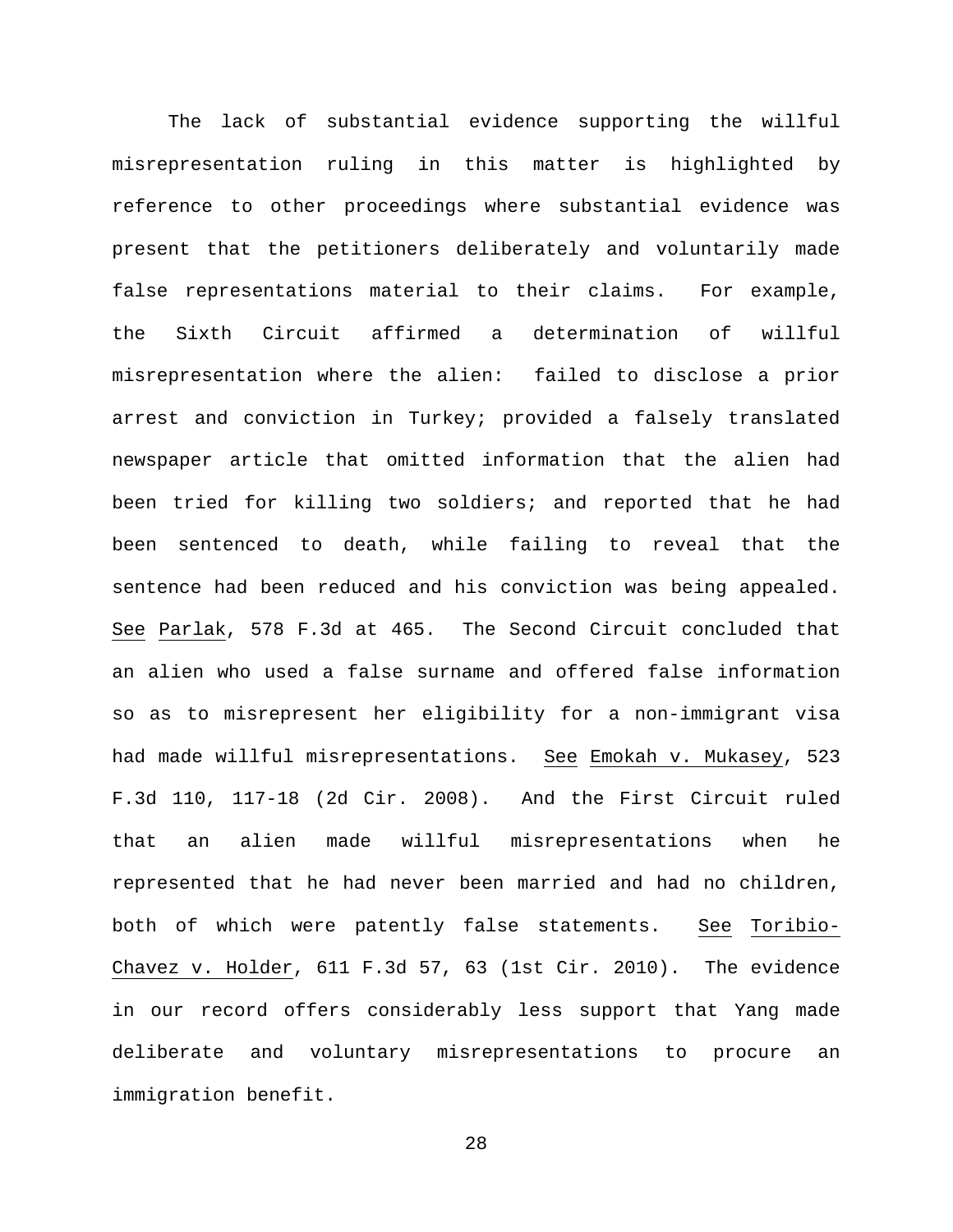The lack of substantial evidence supporting the willful misrepresentation ruling in this matter is highlighted by reference to other proceedings where substantial evidence was present that the petitioners deliberately and voluntarily made false representations material to their claims. For example, the Sixth Circuit affirmed a determination of willful misrepresentation where the alien: failed to disclose a prior arrest and conviction in Turkey; provided a falsely translated newspaper article that omitted information that the alien had been tried for killing two soldiers; and reported that he had been sentenced to death, while failing to reveal that the sentence had been reduced and his conviction was being appealed. See Parlak, 578 F.3d at 465. The Second Circuit concluded that an alien who used a false surname and offered false information so as to misrepresent her eligibility for a non-immigrant visa had made willful misrepresentations. See Emokah v. Mukasey, 523 F.3d 110, 117-18 (2d Cir. 2008). And the First Circuit ruled that an alien made willful misrepresentations when he represented that he had never been married and had no children, both of which were patently false statements. See Toribio-Chavez v. Holder, 611 F.3d 57, 63 (1st Cir. 2010). The evidence in our record offers considerably less support that Yang made deliberate and voluntary misrepresentations to procure an immigration benefit.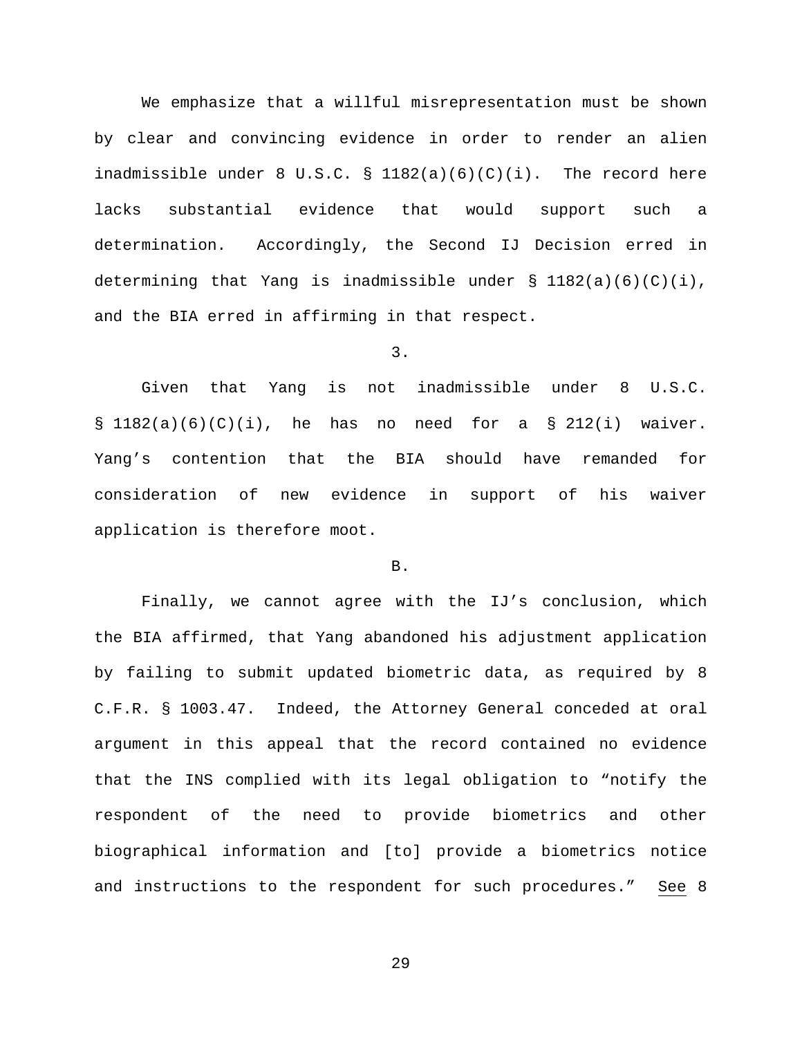We emphasize that a willful misrepresentation must be shown by clear and convincing evidence in order to render an alien inadmissible under 8 U.S.C. § 1182(a)(6)(C)(i). The record here lacks substantial evidence that would support such a determination. Accordingly, the Second IJ Decision erred in determining that Yang is inadmissible under § 1182(a)(6)(C)(i), and the BIA erred in affirming in that respect.

3.

Given that Yang is not inadmissible under 8 U.S.C. § 1182(a)(6)(C)(i), he has no need for a § 212(i) waiver. Yang's contention that the BIA should have remanded for consideration of new evidence in support of his waiver application is therefore moot.

B.

Finally, we cannot agree with the IJ's conclusion, which the BIA affirmed, that Yang abandoned his adjustment application by failing to submit updated biometric data, as required by 8 C.F.R. § 1003.47. Indeed, the Attorney General conceded at oral argument in this appeal that the record contained no evidence that the INS complied with its legal obligation to "notify the respondent of the need to provide biometrics and other biographical information and [to] provide a biometrics notice and instructions to the respondent for such procedures." See 8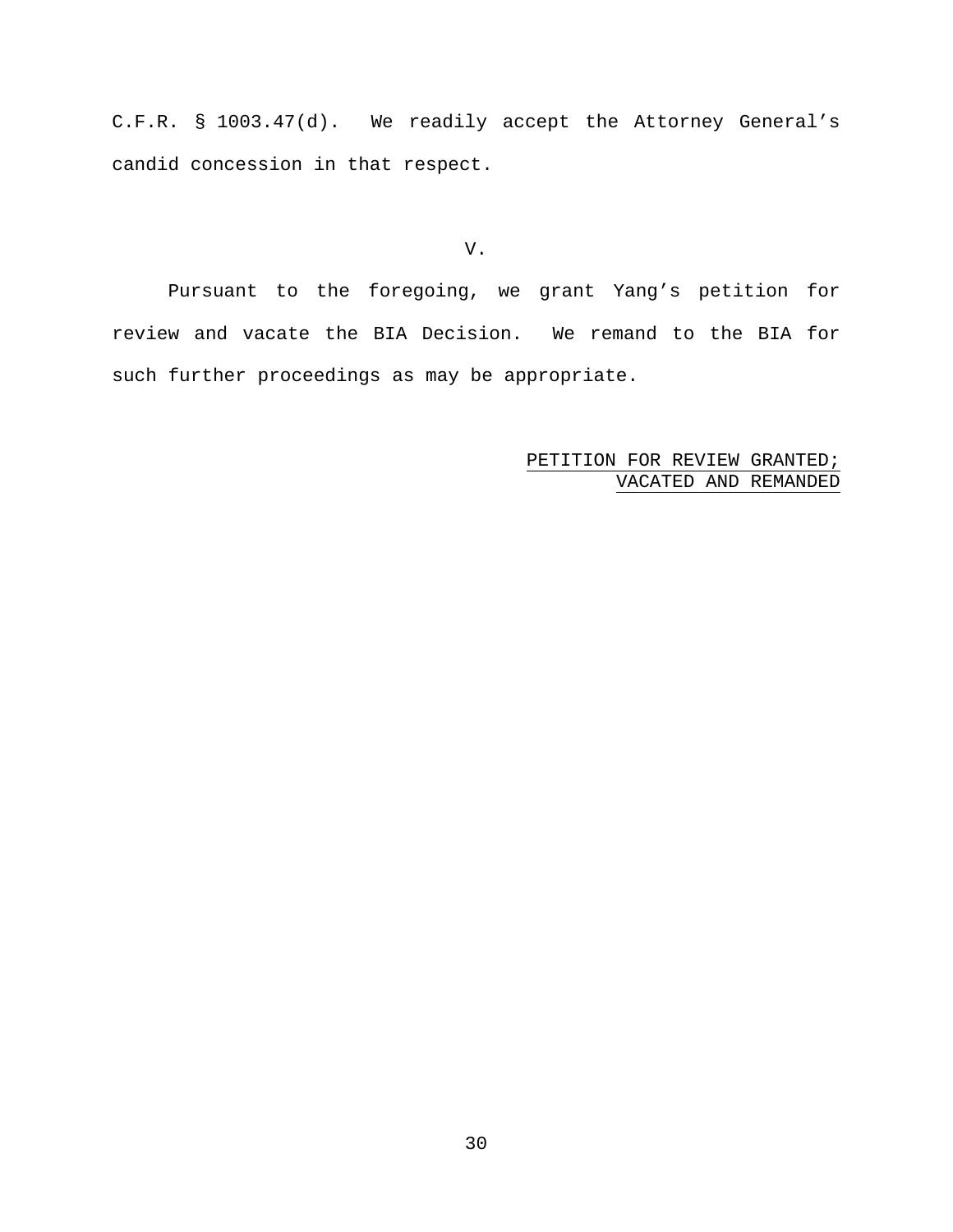C.F.R. § 1003.47(d). We readily accept the Attorney General's candid concession in that respect.

## V.

Pursuant to the foregoing, we grant Yang's petition for review and vacate the BIA Decision. We remand to the BIA for such further proceedings as may be appropriate.

PETITION FOR REVIEW GRANTED;
VACATED AND REMANDED